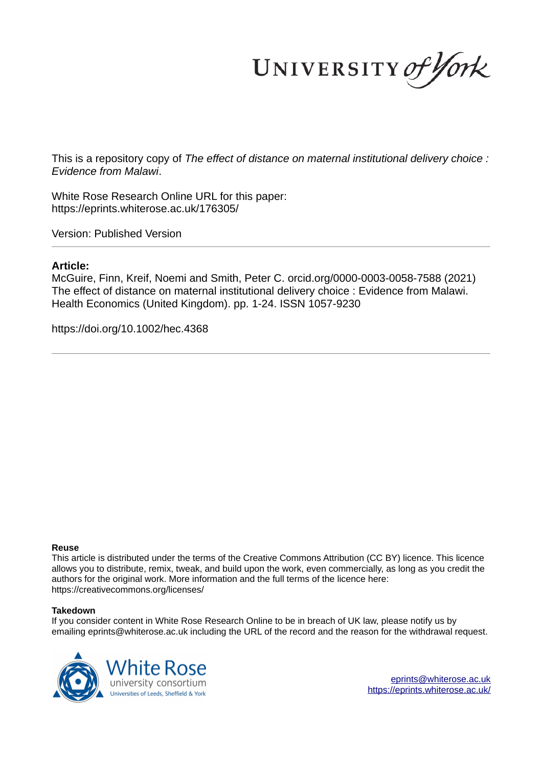UNIVERSITY *of York*

This is a repository copy of *The effect of distance on maternal institutional delivery choice : Evidence from Malawi*.

White Rose Research Online URL for this paper:
https://eprints.whiterose.ac.uk/176305/

Version: Published Version

**Article:**

McGuire, Finn, Kreif, Noemi and Smith, Peter C. orcid.org/0000-0003-0058-7588 (2021) The effect of distance on maternal institutional delivery choice : Evidence from Malawi. Health Economics (United Kingdom). pp. 1-24. ISSN 1057-9230

https://doi.org/10.1002/hec.4368

**Reuse**

This article is distributed under the terms of the Creative Commons Attribution (CC BY) licence. This licence allows you to distribute, remix, tweak, and build upon the work, even commercially, as long as you credit the authors for the original work. More information and the full terms of the licence here: https://creativecommons.org/licenses/

**Takedown**

If you consider content in White Rose Research Online to be in breach of UK law, please notify us by emailing eprints@whiterose.ac.uk including the URL of the record and the reason for the withdrawal request.

White Rose university consortium
Universities of Leeds, Sheffield & York

eprints@whiterose.ac.uk
https://eprints.whiterose.ac.uk/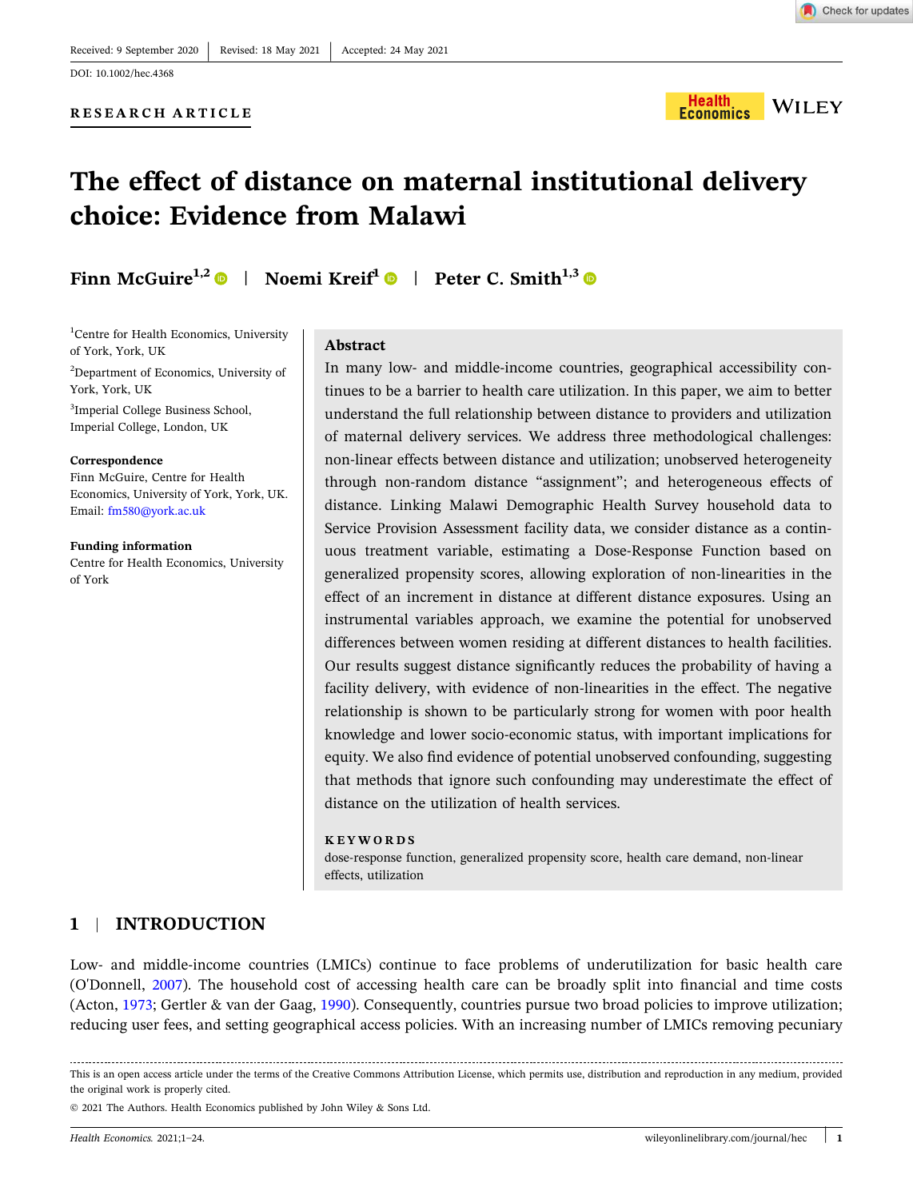Received: 9 September 2020 | Revised: 18 May 2021 | Accepted: 24 May 2021

DOI: 10.1002/hec.4368

RESEARCH ARTICLE

# The effect of distance on maternal institutional delivery choice: Evidence from Malawi

**Finn McGuire**[1,2] | **Noemi Kreif**[1] | **Peter C. Smith**[1,3]

[1]Centre for Health Economics, University of York, York, UK

[2]Department of Economics, University of York, York, UK

[3]Imperial College Business School, Imperial College, London, UK

**Correspondence**
Finn McGuire, Centre for Health Economics, University of York, York, UK.
Email: fm580@york.ac.uk

**Funding information**
Centre for Health Economics, University of York

## Abstract

In many low- and middle-income countries, geographical accessibility continues to be a barrier to health care utilization. In this paper, we aim to better understand the full relationship between distance to providers and utilization of maternal delivery services. We address three methodological challenges: non-linear effects between distance and utilization; unobserved heterogeneity through non-random distance "assignment"; and heterogeneous effects of distance. Linking Malawi Demographic Health Survey household data to Service Provision Assessment facility data, we consider distance as a continuous treatment variable, estimating a Dose-Response Function based on generalized propensity scores, allowing exploration of non-linearities in the effect of an increment in distance at different distance exposures. Using an instrumental variables approach, we examine the potential for unobserved differences between women residing at different distances to health facilities. Our results suggest distance significantly reduces the probability of having a facility delivery, with evidence of non-linearities in the effect. The negative relationship is shown to be particularly strong for women with poor health knowledge and lower socio-economic status, with important implications for equity. We also find evidence of potential unobserved confounding, suggesting that methods that ignore such confounding may underestimate the effect of distance on the utilization of health services.

**KEYWORDS**

dose-response function, generalized propensity score, health care demand, non-linear effects, utilization

## 1 | INTRODUCTION

Low- and middle-income countries (LMICs) continue to face problems of underutilization for basic health care (O'Donnell, 2007). The household cost of accessing health care can be broadly split into financial and time costs (Acton, 1973; Gertler & van der Gaag, 1990). Consequently, countries pursue two broad policies to improve utilization; reducing user fees, and setting geographical access policies. With an increasing number of LMICs removing pecuniary

This is an open access article under the terms of the Creative Commons Attribution License, which permits use, distribution and reproduction in any medium, provided the original work is properly cited.

© 2021 The Authors. Health Economics published by John Wiley & Sons Ltd.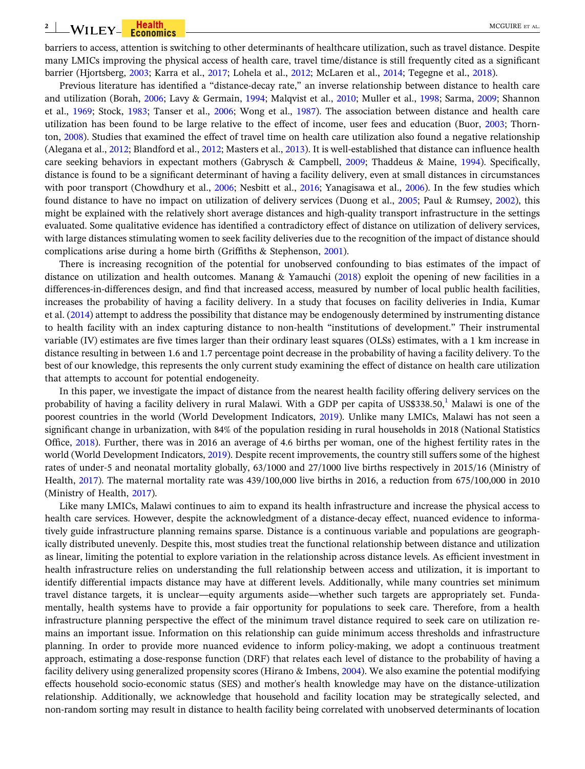barriers to access, attention is switching to other determinants of healthcare utilization, such as travel distance. Despite many LMICs improving the physical access of health care, travel time/distance is still frequently cited as a significant barrier (Hjortsberg, 2003; Karra et al., 2017; Lohela et al., 2012; McLaren et al., 2014; Tegegne et al., 2018).

Previous literature has identified a "distance-decay rate," an inverse relationship between distance to health care and utilization (Borah, 2006; Lavy & Germain, 1994; Malqvist et al., 2010; Muller et al., 1998; Sarma, 2009; Shannon et al., 1969; Stock, 1983; Tanser et al., 2006; Wong et al., 1987). The association between distance and health care utilization has been found to be large relative to the effect of income, user fees and education (Buor, 2003; Thornton, 2008). Studies that examined the effect of travel time on health care utilization also found a negative relationship (Alegana et al., 2012; Blandford et al., 2012; Masters et al., 2013). It is well-established that distance can influence health care seeking behaviors in expectant mothers (Gabrysch & Campbell, 2009; Thaddeus & Maine, 1994). Specifically, distance is found to be a significant determinant of having a facility delivery, even at small distances in circumstances with poor transport (Chowdhury et al., 2006; Nesbitt et al., 2016; Yanagisawa et al., 2006). In the few studies which found distance to have no impact on utilization of delivery services (Duong et al., 2005; Paul & Rumsey, 2002), this might be explained with the relatively short average distances and high-quality transport infrastructure in the settings evaluated. Some qualitative evidence has identified a contradictory effect of distance on utilization of delivery services, with large distances stimulating women to seek facility deliveries due to the recognition of the impact of distance should complications arise during a home birth (Griffiths & Stephenson, 2001).

There is increasing recognition of the potential for unobserved confounding to bias estimates of the impact of distance on utilization and health outcomes. Manang & Yamauchi (2018) exploit the opening of new facilities in a differences-in-differences design, and find that increased access, measured by number of local public health facilities, increases the probability of having a facility delivery. In a study that focuses on facility deliveries in India, Kumar et al. (2014) attempt to address the possibility that distance may be endogenously determined by instrumenting distance to health facility with an index capturing distance to non-health "institutions of development." Their instrumental variable (IV) estimates are five times larger than their ordinary least squares (OLSs) estimates, with a 1 km increase in distance resulting in between 1.6 and 1.7 percentage point decrease in the probability of having a facility delivery. To the best of our knowledge, this represents the only current study examining the effect of distance on health care utilization that attempts to account for potential endogeneity.

In this paper, we investigate the impact of distance from the nearest health facility offering delivery services on the probability of having a facility delivery in rural Malawi. With a GDP per capita of US$338.50,[1] Malawi is one of the poorest countries in the world (World Development Indicators, 2019). Unlike many LMICs, Malawi has not seen a significant change in urbanization, with 84% of the population residing in rural households in 2018 (National Statistics Office, 2018). Further, there was in 2016 an average of 4.6 births per woman, one of the highest fertility rates in the world (World Development Indicators, 2019). Despite recent improvements, the country still suffers some of the highest rates of under-5 and neonatal mortality globally, 63/1000 and 27/1000 live births respectively in 2015/16 (Ministry of Health, 2017). The maternal mortality rate was 439/100,000 live births in 2016, a reduction from 675/100,000 in 2010 (Ministry of Health, 2017).

Like many LMICs, Malawi continues to aim to expand its health infrastructure and increase the physical access to health care services. However, despite the acknowledgment of a distance-decay effect, nuanced evidence to informatively guide infrastructure planning remains sparse. Distance is a continuous variable and populations are geographically distributed unevenly. Despite this, most studies treat the functional relationship between distance and utilization as linear, limiting the potential to explore variation in the relationship across distance levels. As efficient investment in health infrastructure relies on understanding the full relationship between access and utilization, it is important to identify differential impacts distance may have at different levels. Additionally, while many countries set minimum travel distance targets, it is unclear—equity arguments aside—whether such targets are appropriately set. Fundamentally, health systems have to provide a fair opportunity for populations to seek care. Therefore, from a health infrastructure planning perspective the effect of the minimum travel distance required to seek care on utilization remains an important issue. Information on this relationship can guide minimum access thresholds and infrastructure planning. In order to provide more nuanced evidence to inform policy-making, we adopt a continuous treatment approach, estimating a dose-response function (DRF) that relates each level of distance to the probability of having a facility delivery using generalized propensity scores (Hirano & Imbens, 2004). We also examine the potential modifying effects household socio-economic status (SES) and mother's health knowledge may have on the distance-utilization relationship. Additionally, we acknowledge that household and facility location may be strategically selected, and non-random sorting may result in distance to health facility being correlated with unobserved determinants of location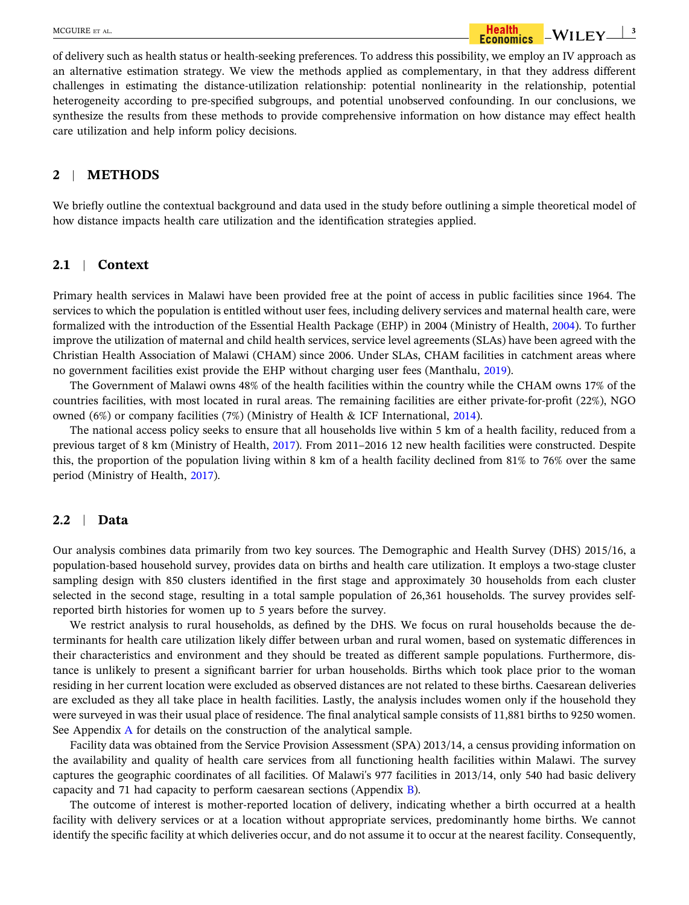of delivery such as health status or health-seeking preferences. To address this possibility, we employ an IV approach as an alternative estimation strategy. We view the methods applied as complementary, in that they address different challenges in estimating the distance-utilization relationship: potential nonlinearity in the relationship, potential heterogeneity according to pre-specified subgroups, and potential unobserved confounding. In our conclusions, we synthesize the results from these methods to provide comprehensive information on how distance may effect health care utilization and help inform policy decisions.

## 2 | METHODS

We briefly outline the contextual background and data used in the study before outlining a simple theoretical model of how distance impacts health care utilization and the identification strategies applied.

### 2.1 | Context

Primary health services in Malawi have been provided free at the point of access in public facilities since 1964. The services to which the population is entitled without user fees, including delivery services and maternal health care, were formalized with the introduction of the Essential Health Package (EHP) in 2004 (Ministry of Health, 2004). To further improve the utilization of maternal and child health services, service level agreements (SLAs) have been agreed with the Christian Health Association of Malawi (CHAM) since 2006. Under SLAs, CHAM facilities in catchment areas where no government facilities exist provide the EHP without charging user fees (Manthalu, 2019).

The Government of Malawi owns 48% of the health facilities within the country while the CHAM owns 17% of the countries facilities, with most located in rural areas. The remaining facilities are either private-for-profit (22%), NGO owned (6%) or company facilities (7%) (Ministry of Health & ICF International, 2014).

The national access policy seeks to ensure that all households live within 5 km of a health facility, reduced from a previous target of 8 km (Ministry of Health, 2017). From 2011–2016 12 new health facilities were constructed. Despite this, the proportion of the population living within 8 km of a health facility declined from 81% to 76% over the same period (Ministry of Health, 2017).

### 2.2 | Data

Our analysis combines data primarily from two key sources. The Demographic and Health Survey (DHS) 2015/16, a population-based household survey, provides data on births and health care utilization. It employs a two-stage cluster sampling design with 850 clusters identified in the first stage and approximately 30 households from each cluster selected in the second stage, resulting in a total sample population of 26,361 households. The survey provides self-reported birth histories for women up to 5 years before the survey.

We restrict analysis to rural households, as defined by the DHS. We focus on rural households because the determinants for health care utilization likely differ between urban and rural women, based on systematic differences in their characteristics and environment and they should be treated as different sample populations. Furthermore, distance is unlikely to present a significant barrier for urban households. Births which took place prior to the woman residing in her current location were excluded as observed distances are not related to these births. Caesarean deliveries are excluded as they all take place in health facilities. Lastly, the analysis includes women only if the household they were surveyed in was their usual place of residence. The final analytical sample consists of 11,881 births to 9250 women. See Appendix A for details on the construction of the analytical sample.

Facility data was obtained from the Service Provision Assessment (SPA) 2013/14, a census providing information on the availability and quality of health care services from all functioning health facilities within Malawi. The survey captures the geographic coordinates of all facilities. Of Malawi's 977 facilities in 2013/14, only 540 had basic delivery capacity and 71 had capacity to perform caesarean sections (Appendix B).

The outcome of interest is mother-reported location of delivery, indicating whether a birth occurred at a health facility with delivery services or at a location without appropriate services, predominantly home births. We cannot identify the specific facility at which deliveries occur, and do not assume it to occur at the nearest facility. Consequently,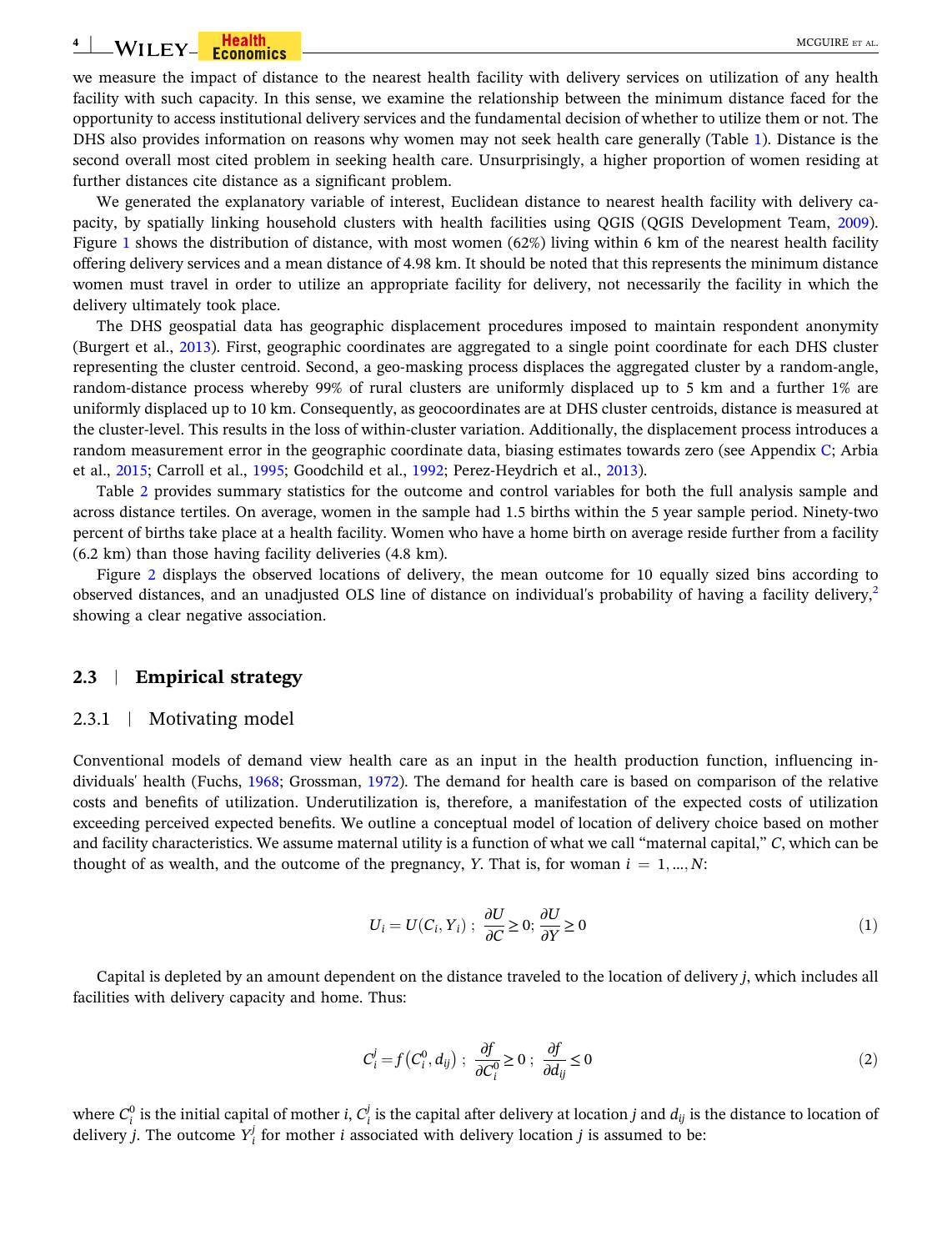we measure the impact of distance to the nearest health facility with delivery services on utilization of any health facility with such capacity. In this sense, we examine the relationship between the minimum distance faced for the opportunity to access institutional delivery services and the fundamental decision of whether to utilize them or not. The DHS also provides information on reasons why women may not seek health care generally (Table 1). Distance is the second overall most cited problem in seeking health care. Unsurprisingly, a higher proportion of women residing at further distances cite distance as a significant problem.

We generated the explanatory variable of interest, Euclidean distance to nearest health facility with delivery capacity, by spatially linking household clusters with health facilities using QGIS (QGIS Development Team, 2009). Figure 1 shows the distribution of distance, with most women (62%) living within 6 km of the nearest health facility offering delivery services and a mean distance of 4.98 km. It should be noted that this represents the minimum distance women must travel in order to utilize an appropriate facility for delivery, not necessarily the facility in which the delivery ultimately took place.

The DHS geospatial data has geographic displacement procedures imposed to maintain respondent anonymity (Burgert et al., 2013). First, geographic coordinates are aggregated to a single point coordinate for each DHS cluster representing the cluster centroid. Second, a geo-masking process displaces the aggregated cluster by a random-angle, random-distance process whereby 99% of rural clusters are uniformly displaced up to 5 km and a further 1% are uniformly displaced up to 10 km. Consequently, as geocoordinates are at DHS cluster centroids, distance is measured at the cluster-level. This results in the loss of within-cluster variation. Additionally, the displacement process introduces a random measurement error in the geographic coordinate data, biasing estimates towards zero (see Appendix C; Arbia et al., 2015; Carroll et al., 1995; Goodchild et al., 1992; Perez-Heydrich et al., 2013).

Table 2 provides summary statistics for the outcome and control variables for both the full analysis sample and across distance tertiles. On average, women in the sample had 1.5 births within the 5 year sample period. Ninety-two percent of births take place at a health facility. Women who have a home birth on average reside further from a facility (6.2 km) than those having facility deliveries (4.8 km).

Figure 2 displays the observed locations of delivery, the mean outcome for 10 equally sized bins according to observed distances, and an unadjusted OLS line of distance on individual's probability of having a facility delivery,[2] showing a clear negative association.

## 2.3 | Empirical strategy

### 2.3.1 | Motivating model

Conventional models of demand view health care as an input in the health production function, influencing individuals' health (Fuchs, 1968; Grossman, 1972). The demand for health care is based on comparison of the relative costs and benefits of utilization. Underutilization is, therefore, a manifestation of the expected costs of utilization exceeding perceived expected benefits. We outline a conceptual model of location of delivery choice based on mother and facility characteristics. We assume maternal utility is a function of what we call "maternal capital," $C$, which can be thought of as wealth, and the outcome of the pregnancy, $Y$. That is, for woman $i = 1, \ldots, N$:

$$U_i = U(C_i, Y_i)\ ;\ \frac{\partial U}{\partial C} \geq 0;\ \frac{\partial U}{\partial Y} \geq 0 \tag{1}$$

Capital is depleted by an amount dependent on the distance traveled to the location of delivery $j$, which includes all facilities with delivery capacity and home. Thus:

$$C_i^j = f\left(C_i^0, d_{ij}\right)\ ;\ \frac{\partial f}{\partial C_i^0} \geq 0\ ;\ \frac{\partial f}{\partial d_{ij}} \leq 0 \tag{2}$$

where $C_i^0$ is the initial capital of mother $i$, $C_i^j$ is the capital after delivery at location $j$ and $d_{ij}$ is the distance to location of delivery $j$. The outcome $Y_i^j$ for mother $i$ associated with delivery location $j$ is assumed to be: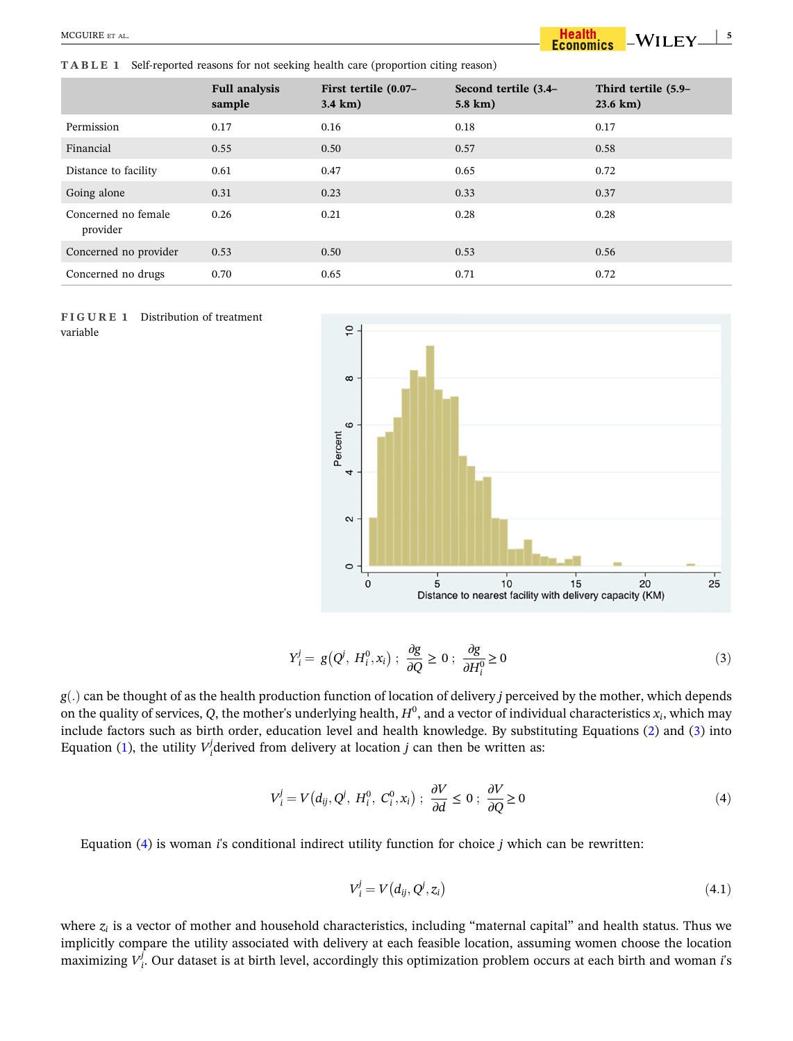**TABLE 1** Self-reported reasons for not seeking health care (proportion citing reason)

| | Full analysis sample | First tertile (0.07–3.4 km) | Second tertile (3.4–5.8 km) | Third tertile (5.9–23.6 km) |
|---|---|---|---|---|
| Permission | 0.17 | 0.16 | 0.18 | 0.17 |
| Financial | 0.55 | 0.50 | 0.57 | 0.58 |
| Distance to facility | 0.61 | 0.47 | 0.65 | 0.72 |
| Going alone | 0.31 | 0.23 | 0.33 | 0.37 |
| Concerned no female provider | 0.26 | 0.21 | 0.28 | 0.28 |
| Concerned no provider | 0.53 | 0.50 | 0.53 | 0.56 |
| Concerned no drugs | 0.70 | 0.65 | 0.71 | 0.72 |

**FIGURE 1** Distribution of treatment variable

$$Y_i^j = g\left(Q^j,\ H_i^0, x_i\right)\ ;\ \frac{\partial g}{\partial Q} \geq 0\ ;\ \frac{\partial g}{\partial H_i^0} \geq 0 \tag{3}$$

$g(.)$ can be thought of as the health production function of location of delivery $j$ perceived by the mother, which depends on the quality of services, $Q$, the mother's underlying health, $H^0$, and a vector of individual characteristics $x_i$, which may include factors such as birth order, education level and health knowledge. By substituting Equations (2) and (3) into Equation (1), the utility $V_i^j$derived from delivery at location $j$ can then be written as:

$$V_i^j = V\left(d_{ij}, Q^j,\ H_i^0,\ C_i^0, x_i\right)\ ;\ \frac{\partial V}{\partial d} \leq 0\ ;\ \frac{\partial V}{\partial Q} \geq 0 \tag{4}$$

Equation (4) is woman $i$'s conditional indirect utility function for choice $j$ which can be rewritten:

$$V_i^j = V\left(d_{ij}, Q^j, z_i\right) \tag{4.1}$$

where $z_i$ is a vector of mother and household characteristics, including "maternal capital" and health status. Thus we implicitly compare the utility associated with delivery at each feasible location, assuming women choose the location maximizing $V_i^j$. Our dataset is at birth level, accordingly this optimization problem occurs at each birth and woman $i$'s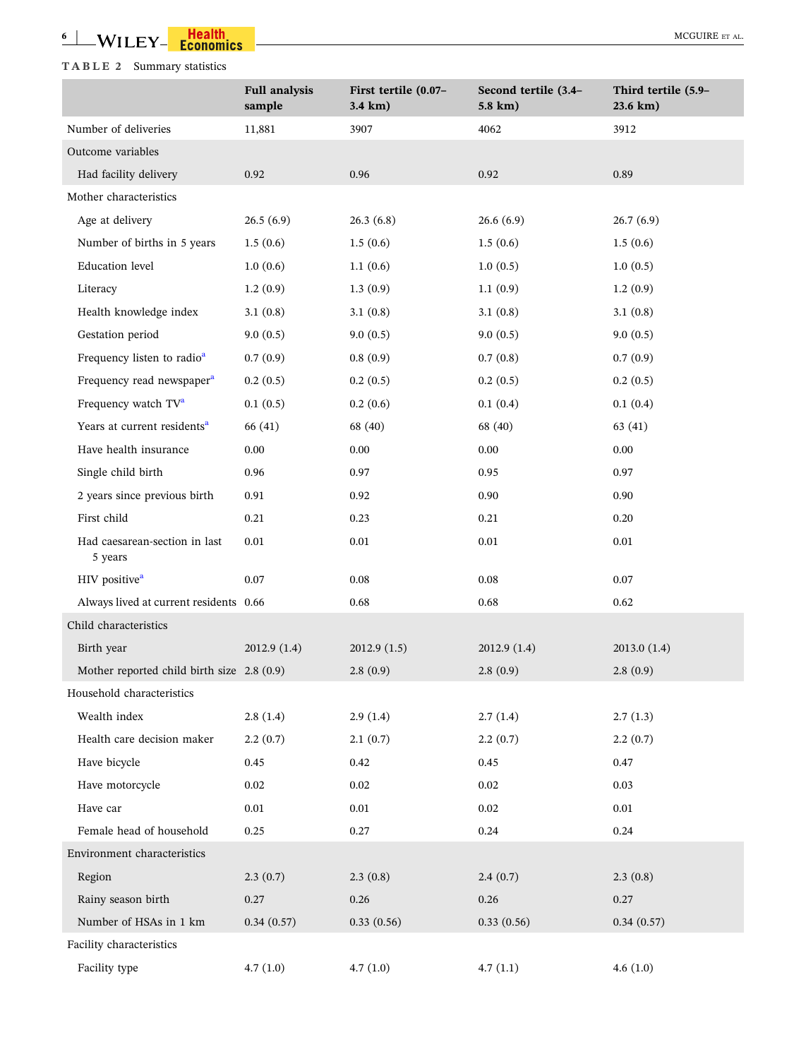**TABLE 2** Summary statistics

| | Full analysis sample | First tertile (0.07–3.4 km) | Second tertile (3.4–5.8 km) | Third tertile (5.9–23.6 km) |
|---|---|---|---|---|
| Number of deliveries | 11,881 | 3907 | 4062 | 3912 |
| Outcome variables | | | | |
| Had facility delivery | 0.92 | 0.96 | 0.92 | 0.89 |
| Mother characteristics | | | | |
| Age at delivery | 26.5 (6.9) | 26.3 (6.8) | 26.6 (6.9) | 26.7 (6.9) |
| Number of births in 5 years | 1.5 (0.6) | 1.5 (0.6) | 1.5 (0.6) | 1.5 (0.6) |
| Education level | 1.0 (0.6) | 1.1 (0.6) | 1.0 (0.5) | 1.0 (0.5) |
| Literacy | 1.2 (0.9) | 1.3 (0.9) | 1.1 (0.9) | 1.2 (0.9) |
| Health knowledge index | 3.1 (0.8) | 3.1 (0.8) | 3.1 (0.8) | 3.1 (0.8) |
| Gestation period | 9.0 (0.5) | 9.0 (0.5) | 9.0 (0.5) | 9.0 (0.5) |
| Frequency listen to radio[a] | 0.7 (0.9) | 0.8 (0.9) | 0.7 (0.8) | 0.7 (0.9) |
| Frequency read newspaper[a] | 0.2 (0.5) | 0.2 (0.5) | 0.2 (0.5) | 0.2 (0.5) |
| Frequency watch TV[a] | 0.1 (0.5) | 0.2 (0.6) | 0.1 (0.4) | 0.1 (0.4) |
| Years at current residents[a] | 66 (41) | 68 (40) | 68 (40) | 63 (41) |
| Have health insurance | 0.00 | 0.00 | 0.00 | 0.00 |
| Single child birth | 0.96 | 0.97 | 0.95 | 0.97 |
| 2 years since previous birth | 0.91 | 0.92 | 0.90 | 0.90 |
| First child | 0.21 | 0.23 | 0.21 | 0.20 |
| Had caesarean-section in last 5 years | 0.01 | 0.01 | 0.01 | 0.01 |
| HIV positive[a] | 0.07 | 0.08 | 0.08 | 0.07 |
| Always lived at current residents | 0.66 | 0.68 | 0.68 | 0.62 |
| Child characteristics | | | | |
| Birth year | 2012.9 (1.4) | 2012.9 (1.5) | 2012.9 (1.4) | 2013.0 (1.4) |
| Mother reported child birth size | 2.8 (0.9) | 2.8 (0.9) | 2.8 (0.9) | 2.8 (0.9) |
| Household characteristics | | | | |
| Wealth index | 2.8 (1.4) | 2.9 (1.4) | 2.7 (1.4) | 2.7 (1.3) |
| Health care decision maker | 2.2 (0.7) | 2.1 (0.7) | 2.2 (0.7) | 2.2 (0.7) |
| Have bicycle | 0.45 | 0.42 | 0.45 | 0.47 |
| Have motorcycle | 0.02 | 0.02 | 0.02 | 0.03 |
| Have car | 0.01 | 0.01 | 0.02 | 0.01 |
| Female head of household | 0.25 | 0.27 | 0.24 | 0.24 |
| Environment characteristics | | | | |
| Region | 2.3 (0.7) | 2.3 (0.8) | 2.4 (0.7) | 2.3 (0.8) |
| Rainy season birth | 0.27 | 0.26 | 0.26 | 0.27 |
| Number of HSAs in 1 km | 0.34 (0.57) | 0.33 (0.56) | 0.33 (0.56) | 0.34 (0.57) |
| Facility characteristics | | | | |
| Facility type | 4.7 (1.0) | 4.7 (1.0) | 4.7 (1.1) | 4.6 (1.0) |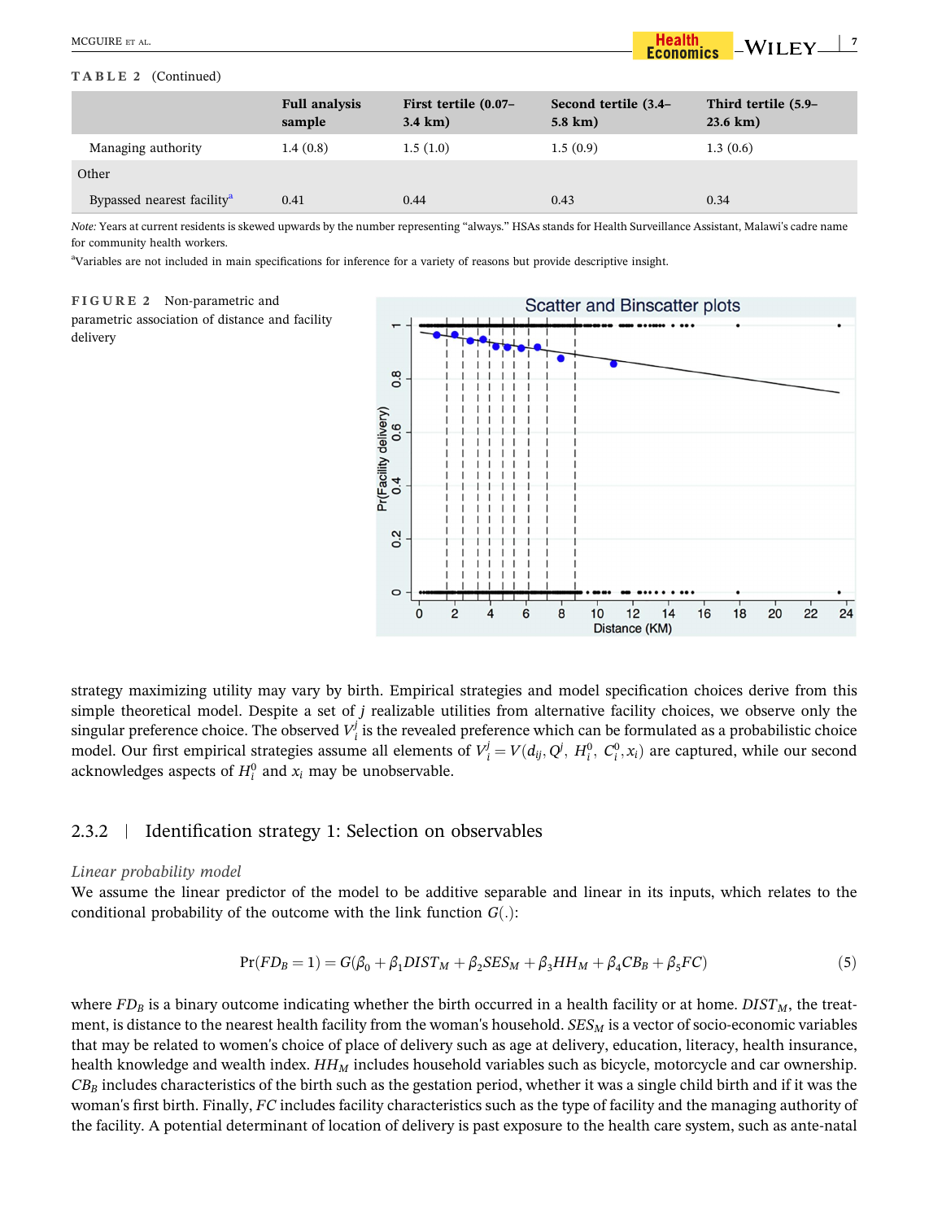**TABLE 2** (Continued)

| | Full analysis sample | First tertile (0.07–3.4 km) | Second tertile (3.4–5.8 km) | Third tertile (5.9–23.6 km) |
|---|---|---|---|---|
| Managing authority | 1.4 (0.8) | 1.5 (1.0) | 1.5 (0.9) | 1.3 (0.6) |
| Other | | | | |
| Bypassed nearest facility[a] | 0.41 | 0.44 | 0.43 | 0.34 |

*Note:* Years at current residents is skewed upwards by the number representing "always." HSAs stands for Health Surveillance Assistant, Malawi's cadre name for community health workers.

[a]Variables are not included in main specifications for inference for a variety of reasons but provide descriptive insight.

**FIGURE 2** Non-parametric and parametric association of distance and facility delivery

strategy maximizing utility may vary by birth. Empirical strategies and model specification choices derive from this simple theoretical model. Despite a set of $j$ realizable utilities from alternative facility choices, we observe only the singular preference choice. The observed $V_i^j$ is the revealed preference which can be formulated as a probabilistic choice model. Our first empirical strategies assume all elements of $V_i^j = V(d_{ij}, Q^j, H_i^0, C_i^0, x_i)$ are captured, while our second acknowledges aspects of $H_i^0$ and $x_i$ may be unobservable.

### 2.3.2 | Identification strategy 1: Selection on observables

*Linear probability model*

We assume the linear predictor of the model to be additive separable and linear in its inputs, which relates to the conditional probability of the outcome with the link function $G(.)$:

$$\Pr(FD_B = 1) = G(\beta_0 + \beta_1 DIST_M + \beta_2 SES_M + \beta_3 HH_M + \beta_4 CB_B + \beta_5 FC) \tag{5}$$

where $FD_B$ is a binary outcome indicating whether the birth occurred in a health facility or at home. $DIST_M$, the treatment, is distance to the nearest health facility from the woman's household. $SES_M$ is a vector of socio-economic variables that may be related to women's choice of place of delivery such as age at delivery, education, literacy, health insurance, health knowledge and wealth index. $HH_M$ includes household variables such as bicycle, motorcycle and car ownership. $CB_B$ includes characteristics of the birth such as the gestation period, whether it was a single child birth and if it was the woman's first birth. Finally, $FC$ includes facility characteristics such as the type of facility and the managing authority of the facility. A potential determinant of location of delivery is past exposure to the health care system, such as ante-natal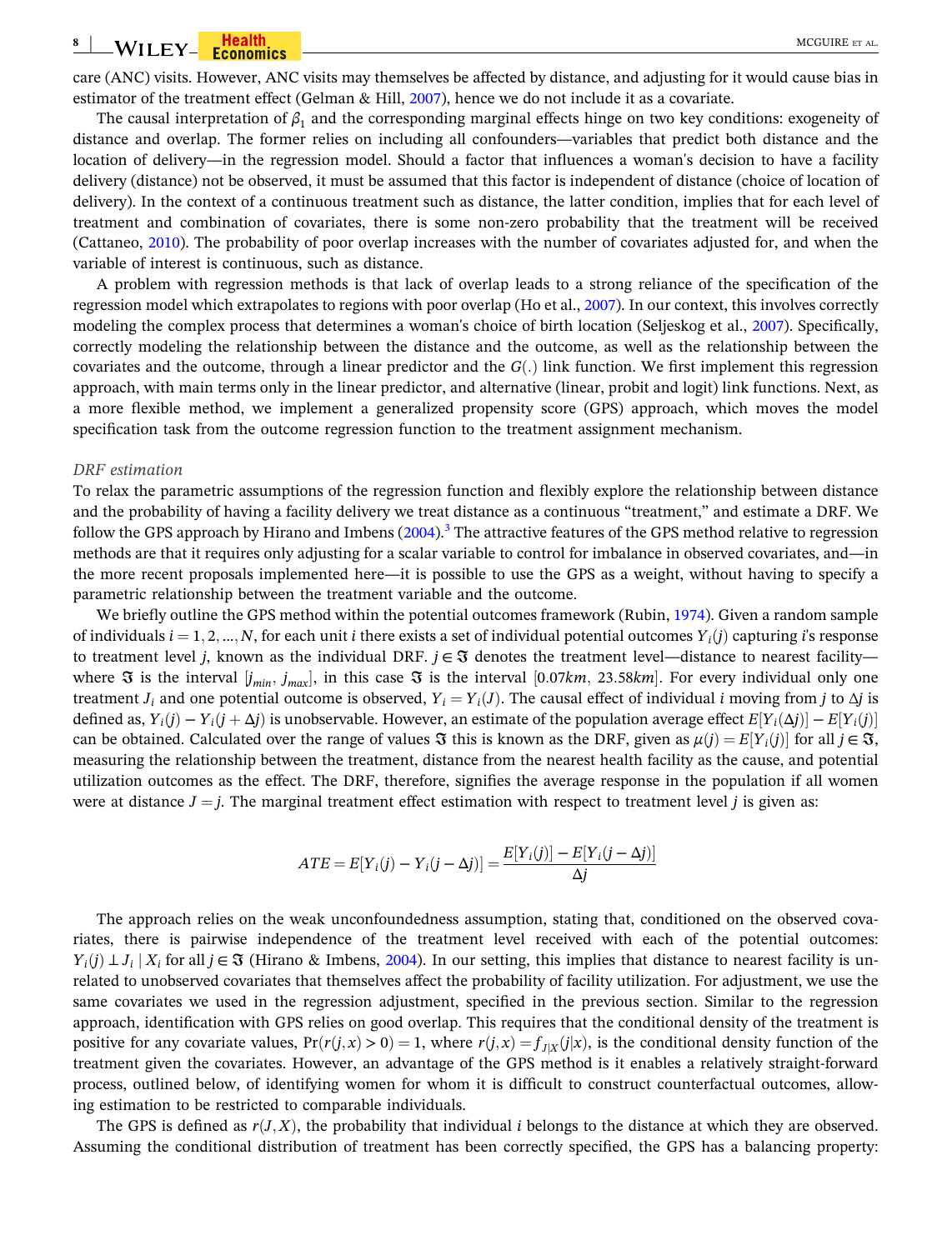care (ANC) visits. However, ANC visits may themselves be affected by distance, and adjusting for it would cause bias in estimator of the treatment effect (Gelman & Hill, 2007), hence we do not include it as a covariate.

The causal interpretation of $\beta_1$ and the corresponding marginal effects hinge on two key conditions: exogeneity of distance and overlap. The former relies on including all confounders—variables that predict both distance and the location of delivery—in the regression model. Should a factor that influences a woman's decision to have a facility delivery (distance) not be observed, it must be assumed that this factor is independent of distance (choice of location of delivery). In the context of a continuous treatment such as distance, the latter condition, implies that for each level of treatment and combination of covariates, there is some non-zero probability that the treatment will be received (Cattaneo, 2010). The probability of poor overlap increases with the number of covariates adjusted for, and when the variable of interest is continuous, such as distance.

A problem with regression methods is that lack of overlap leads to a strong reliance of the specification of the regression model which extrapolates to regions with poor overlap (Ho et al., 2007). In our context, this involves correctly modeling the complex process that determines a woman's choice of birth location (Seljeskog et al., 2007). Specifically, correctly modeling the relationship between the distance and the outcome, as well as the relationship between the covariates and the outcome, through a linear predictor and the $G(.)$ link function. We first implement this regression approach, with main terms only in the linear predictor, and alternative (linear, probit and logit) link functions. Next, as a more flexible method, we implement a generalized propensity score (GPS) approach, which moves the model specification task from the outcome regression function to the treatment assignment mechanism.

*DRF estimation*

To relax the parametric assumptions of the regression function and flexibly explore the relationship between distance and the probability of having a facility delivery we treat distance as a continuous "treatment," and estimate a DRF. We follow the GPS approach by Hirano and Imbens (2004).[3] The attractive features of the GPS method relative to regression methods are that it requires only adjusting for a scalar variable to control for imbalance in observed covariates, and—in the more recent proposals implemented here—it is possible to use the GPS as a weight, without having to specify a parametric relationship between the treatment variable and the outcome.

We briefly outline the GPS method within the potential outcomes framework (Rubin, 1974). Given a random sample of individuals $i = 1, 2, \ldots, N$, for each unit $i$ there exists a set of individual potential outcomes $Y_i(j)$ capturing $i$'s response to treatment level $j$, known as the individual DRF. $j \in \mathfrak{J}$ denotes the treatment level—distance to nearest facility—where $\mathfrak{J}$ is the interval $[j_{min}, j_{max}]$, in this case $\mathfrak{J}$ is the interval $[0.07km, 23.58km]$. For every individual only one treatment $J_i$ and one potential outcome is observed, $Y_i = Y_i(J)$. The causal effect of individual $i$ moving from $j$ to $\Delta j$ is defined as, $Y_i(j) - Y_i(j + \Delta j)$ is unobservable. However, an estimate of the population average effect $E[Y_i(\Delta j)] - E[Y_i(j)]$ can be obtained. Calculated over the range of values $\mathfrak{J}$ this is known as the DRF, given as $\mu(j) = E[Y_i(j)]$ for all $j \in \mathfrak{J}$, measuring the relationship between the treatment, distance from the nearest health facility as the cause, and potential utilization outcomes as the effect. The DRF, therefore, signifies the average response in the population if all women were at distance $J = j$. The marginal treatment effect estimation with respect to treatment level $j$ is given as:

$$ATE = E[Y_i(j) - Y_i(j - \Delta j)] = \frac{E[Y_i(j)] - E[Y_i(j - \Delta j)]}{\Delta j}$$

The approach relies on the weak unconfoundedness assumption, stating that, conditioned on the observed covariates, there is pairwise independence of the treatment level received with each of the potential outcomes: $Y_i(j) \perp J_i \mid X_i$ for all $j \in \mathfrak{J}$ (Hirano & Imbens, 2004). In our setting, this implies that distance to nearest facility is unrelated to unobserved covariates that themselves affect the probability of facility utilization. For adjustment, we use the same covariates we used in the regression adjustment, specified in the previous section. Similar to the regression approach, identification with GPS relies on good overlap. This requires that the conditional density of the treatment is positive for any covariate values, $\Pr(r(j, x) > 0) = 1$, where $r(j, x) = f_{J|X}(j|x)$, is the conditional density function of the treatment given the covariates. However, an advantage of the GPS method is it enables a relatively straight-forward process, outlined below, of identifying women for whom it is difficult to construct counterfactual outcomes, allowing estimation to be restricted to comparable individuals.

The GPS is defined as $r(J, X)$, the probability that individual $i$ belongs to the distance at which they are observed. Assuming the conditional distribution of treatment has been correctly specified, the GPS has a balancing property: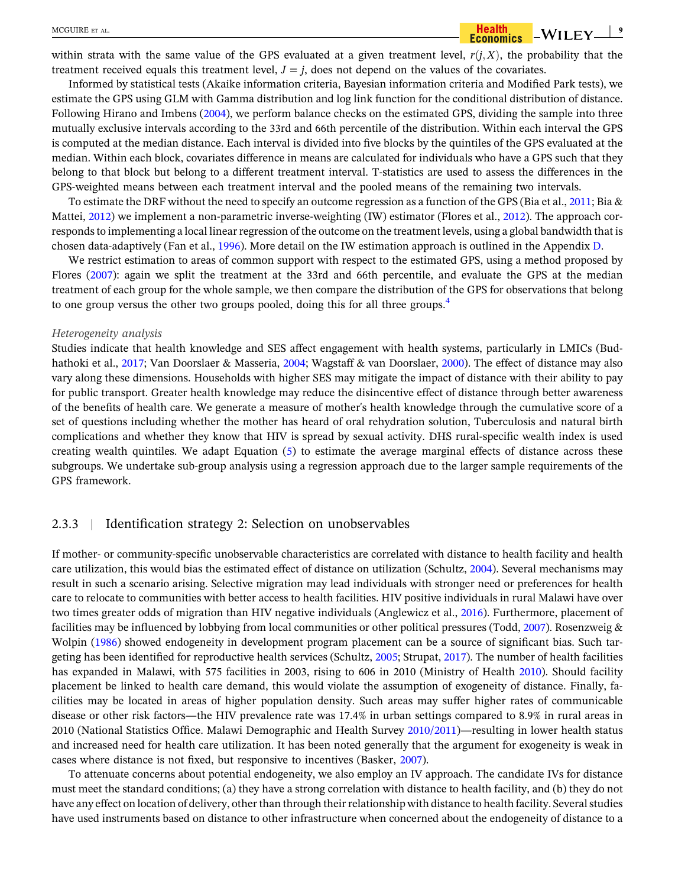within strata with the same value of the GPS evaluated at a given treatment level, $r(j, X)$, the probability that the treatment received equals this treatment level, $J = j$, does not depend on the values of the covariates.

Informed by statistical tests (Akaike information criteria, Bayesian information criteria and Modified Park tests), we estimate the GPS using GLM with Gamma distribution and log link function for the conditional distribution of distance. Following Hirano and Imbens (2004), we perform balance checks on the estimated GPS, dividing the sample into three mutually exclusive intervals according to the 33rd and 66th percentile of the distribution. Within each interval the GPS is computed at the median distance. Each interval is divided into five blocks by the quintiles of the GPS evaluated at the median. Within each block, covariates difference in means are calculated for individuals who have a GPS such that they belong to that block but belong to a different treatment interval. T-statistics are used to assess the differences in the GPS-weighted means between each treatment interval and the pooled means of the remaining two intervals.

To estimate the DRF without the need to specify an outcome regression as a function of the GPS (Bia et al., 2011; Bia & Mattei, 2012) we implement a non-parametric inverse-weighting (IW) estimator (Flores et al., 2012). The approach corresponds to implementing a local linear regression of the outcome on the treatment levels, using a global bandwidth that is chosen data-adaptively (Fan et al., 1996). More detail on the IW estimation approach is outlined in the Appendix D.

We restrict estimation to areas of common support with respect to the estimated GPS, using a method proposed by Flores (2007): again we split the treatment at the 33rd and 66th percentile, and evaluate the GPS at the median treatment of each group for the whole sample, we then compare the distribution of the GPS for observations that belong to one group versus the other two groups pooled, doing this for all three groups.[4]

*Heterogeneity analysis*

Studies indicate that health knowledge and SES affect engagement with health systems, particularly in LMICs (Budhathoki et al., 2017; Van Doorslaer & Masseria, 2004; Wagstaff & van Doorslaer, 2000). The effect of distance may also vary along these dimensions. Households with higher SES may mitigate the impact of distance with their ability to pay for public transport. Greater health knowledge may reduce the disincentive effect of distance through better awareness of the benefits of health care. We generate a measure of mother's health knowledge through the cumulative score of a set of questions including whether the mother has heard of oral rehydration solution, Tuberculosis and natural birth complications and whether they know that HIV is spread by sexual activity. DHS rural-specific wealth index is used creating wealth quintiles. We adapt Equation (5) to estimate the average marginal effects of distance across these subgroups. We undertake sub-group analysis using a regression approach due to the larger sample requirements of the GPS framework.

### 2.3.3 | Identification strategy 2: Selection on unobservables

If mother- or community-specific unobservable characteristics are correlated with distance to health facility and health care utilization, this would bias the estimated effect of distance on utilization (Schultz, 2004). Several mechanisms may result in such a scenario arising. Selective migration may lead individuals with stronger need or preferences for health care to relocate to communities with better access to health facilities. HIV positive individuals in rural Malawi have over two times greater odds of migration than HIV negative individuals (Anglewicz et al., 2016). Furthermore, placement of facilities may be influenced by lobbying from local communities or other political pressures (Todd, 2007). Rosenzweig & Wolpin (1986) showed endogeneity in development program placement can be a source of significant bias. Such targeting has been identified for reproductive health services (Schultz, 2005; Strupat, 2017). The number of health facilities has expanded in Malawi, with 575 facilities in 2003, rising to 606 in 2010 (Ministry of Health 2010). Should facility placement be linked to health care demand, this would violate the assumption of exogeneity of distance. Finally, facilities may be located in areas of higher population density. Such areas may suffer higher rates of communicable disease or other risk factors—the HIV prevalence rate was 17.4% in urban settings compared to 8.9% in rural areas in 2010 (National Statistics Office. Malawi Demographic and Health Survey 2010/2011)—resulting in lower health status and increased need for health care utilization. It has been noted generally that the argument for exogeneity is weak in cases where distance is not fixed, but responsive to incentives (Basker, 2007).

To attenuate concerns about potential endogeneity, we also employ an IV approach. The candidate IVs for distance must meet the standard conditions; (a) they have a strong correlation with distance to health facility, and (b) they do not have any effect on location of delivery, other than through their relationship with distance to health facility. Several studies have used instruments based on distance to other infrastructure when concerned about the endogeneity of distance to a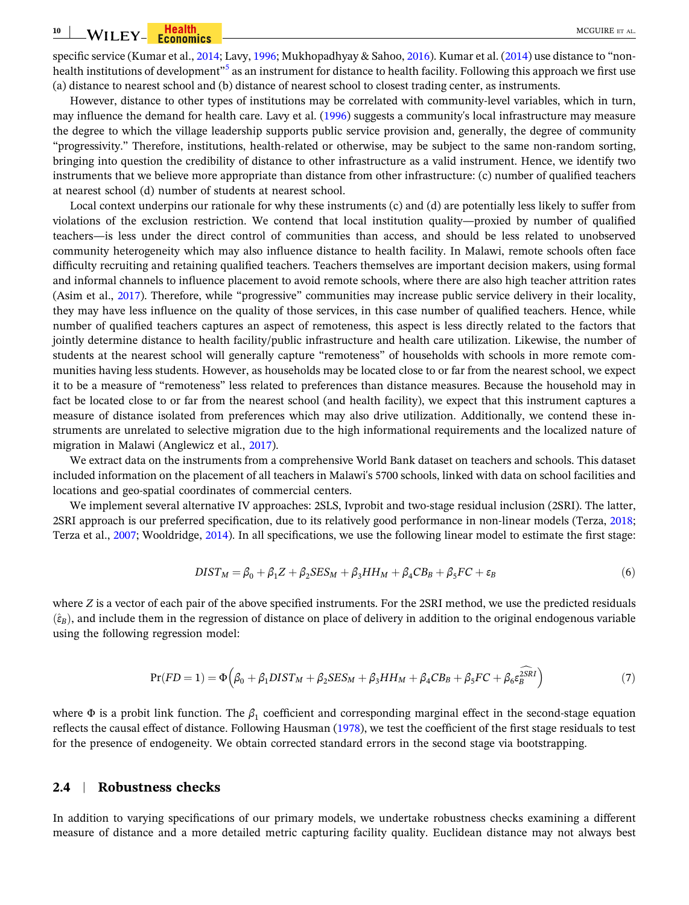specific service (Kumar et al., 2014; Lavy, 1996; Mukhopadhyay & Sahoo, 2016). Kumar et al. (2014) use distance to "non-health institutions of development"[5] as an instrument for distance to health facility. Following this approach we first use (a) distance to nearest school and (b) distance of nearest school to closest trading center, as instruments.

However, distance to other types of institutions may be correlated with community-level variables, which in turn, may influence the demand for health care. Lavy et al. (1996) suggests a community's local infrastructure may measure the degree to which the village leadership supports public service provision and, generally, the degree of community "progressivity." Therefore, institutions, health-related or otherwise, may be subject to the same non-random sorting, bringing into question the credibility of distance to other infrastructure as a valid instrument. Hence, we identify two instruments that we believe more appropriate than distance from other infrastructure: (c) number of qualified teachers at nearest school (d) number of students at nearest school.

Local context underpins our rationale for why these instruments (c) and (d) are potentially less likely to suffer from violations of the exclusion restriction. We contend that local institution quality—proxied by number of qualified teachers—is less under the direct control of communities than access, and should be less related to unobserved community heterogeneity which may also influence distance to health facility. In Malawi, remote schools often face difficulty recruiting and retaining qualified teachers. Teachers themselves are important decision makers, using formal and informal channels to influence placement to avoid remote schools, where there are also high teacher attrition rates (Asim et al., 2017). Therefore, while "progressive" communities may increase public service delivery in their locality, they may have less influence on the quality of those services, in this case number of qualified teachers. Hence, while number of qualified teachers captures an aspect of remoteness, this aspect is less directly related to the factors that jointly determine distance to health facility/public infrastructure and health care utilization. Likewise, the number of students at the nearest school will generally capture "remoteness" of households with schools in more remote communities having less students. However, as households may be located close to or far from the nearest school, we expect it to be a measure of "remoteness" less related to preferences than distance measures. Because the household may in fact be located close to or far from the nearest school (and health facility), we expect that this instrument captures a measure of distance isolated from preferences which may also drive utilization. Additionally, we contend these instruments are unrelated to selective migration due to the high informational requirements and the localized nature of migration in Malawi (Anglewicz et al., 2017).

We extract data on the instruments from a comprehensive World Bank dataset on teachers and schools. This dataset included information on the placement of all teachers in Malawi's 5700 schools, linked with data on school facilities and locations and geo-spatial coordinates of commercial centers.

We implement several alternative IV approaches: 2SLS, Ivprobit and two-stage residual inclusion (2SRI). The latter, 2SRI approach is our preferred specification, due to its relatively good performance in non-linear models (Terza, 2018; Terza et al., 2007; Wooldridge, 2014). In all specifications, we use the following linear model to estimate the first stage:

$$DIST_M = \beta_0 + \beta_1 Z + \beta_2 SES_M + \beta_3 HH_M + \beta_4 CB_B + \beta_5 FC + \varepsilon_B \tag{6}$$

where $Z$ is a vector of each pair of the above specified instruments. For the 2SRI method, we use the predicted residuals ($\hat{\varepsilon}_B$), and include them in the regression of distance on place of delivery in addition to the original endogenous variable using the following regression model:

$$\Pr(FD = 1) = \Phi\left(\beta_0 + \beta_1 DIST_M + \beta_2 SES_M + \beta_3 HH_M + \beta_4 CB_B + \beta_5 FC + \beta_6 \widehat{\varepsilon_B^{2SRI}}\right) \tag{7}$$

where $\Phi$ is a probit link function. The $\beta_1$ coefficient and corresponding marginal effect in the second-stage equation reflects the causal effect of distance. Following Hausman (1978), we test the coefficient of the first stage residuals to test for the presence of endogeneity. We obtain corrected standard errors in the second stage via bootstrapping.

## 2.4 | Robustness checks

In addition to varying specifications of our primary models, we undertake robustness checks examining a different measure of distance and a more detailed metric capturing facility quality. Euclidean distance may not always best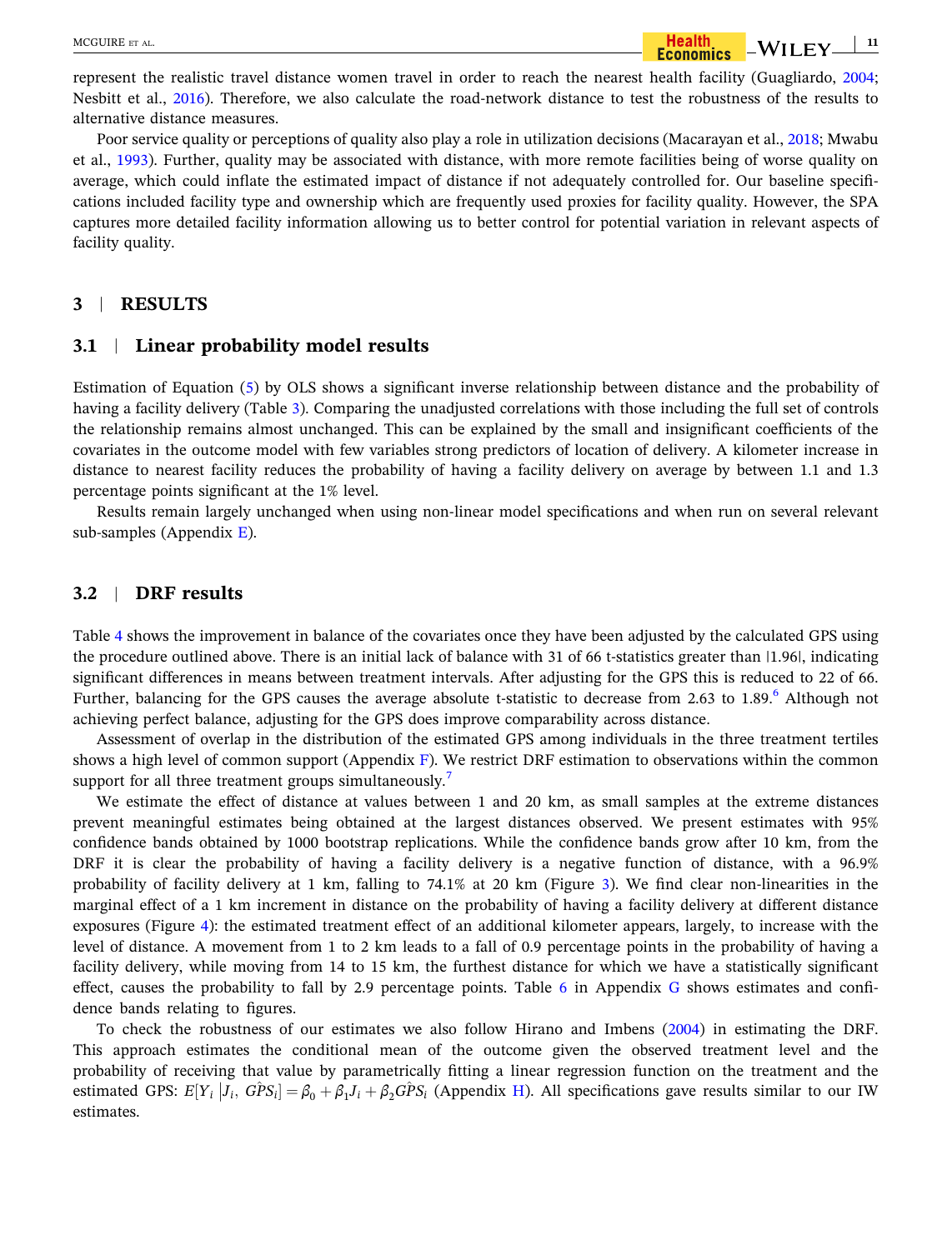represent the realistic travel distance women travel in order to reach the nearest health facility (Guagliardo, 2004; Nesbitt et al., 2016). Therefore, we also calculate the road-network distance to test the robustness of the results to alternative distance measures.

Poor service quality or perceptions of quality also play a role in utilization decisions (Macarayan et al., 2018; Mwabu et al., 1993). Further, quality may be associated with distance, with more remote facilities being of worse quality on average, which could inflate the estimated impact of distance if not adequately controlled for. Our baseline specifications included facility type and ownership which are frequently used proxies for facility quality. However, the SPA captures more detailed facility information allowing us to better control for potential variation in relevant aspects of facility quality.

## 3 | RESULTS

### 3.1 | Linear probability model results

Estimation of Equation (5) by OLS shows a significant inverse relationship between distance and the probability of having a facility delivery (Table 3). Comparing the unadjusted correlations with those including the full set of controls the relationship remains almost unchanged. This can be explained by the small and insignificant coefficients of the covariates in the outcome model with few variables strong predictors of location of delivery. A kilometer increase in distance to nearest facility reduces the probability of having a facility delivery on average by between 1.1 and 1.3 percentage points significant at the 1% level.

Results remain largely unchanged when using non-linear model specifications and when run on several relevant sub-samples (Appendix E).

### 3.2 | DRF results

Table 4 shows the improvement in balance of the covariates once they have been adjusted by the calculated GPS using the procedure outlined above. There is an initial lack of balance with 31 of 66 t-statistics greater than |1.96|, indicating significant differences in means between treatment intervals. After adjusting for the GPS this is reduced to 22 of 66. Further, balancing for the GPS causes the average absolute t-statistic to decrease from 2.63 to 1.89.[6] Although not achieving perfect balance, adjusting for the GPS does improve comparability across distance.

Assessment of overlap in the distribution of the estimated GPS among individuals in the three treatment tertiles shows a high level of common support (Appendix F). We restrict DRF estimation to observations within the common support for all three treatment groups simultaneously.[7]

We estimate the effect of distance at values between 1 and 20 km, as small samples at the extreme distances prevent meaningful estimates being obtained at the largest distances observed. We present estimates with 95% confidence bands obtained by 1000 bootstrap replications. While the confidence bands grow after 10 km, from the DRF it is clear the probability of having a facility delivery is a negative function of distance, with a 96.9% probability of facility delivery at 1 km, falling to 74.1% at 20 km (Figure 3). We find clear non-linearities in the marginal effect of a 1 km increment in distance on the probability of having a facility delivery at different distance exposures (Figure 4): the estimated treatment effect of an additional kilometer appears, largely, to increase with the level of distance. A movement from 1 to 2 km leads to a fall of 0.9 percentage points in the probability of having a facility delivery, while moving from 14 to 15 km, the furthest distance for which we have a statistically significant effect, causes the probability to fall by 2.9 percentage points. Table 6 in Appendix G shows estimates and confidence bands relating to figures.

To check the robustness of our estimates we also follow Hirano and Imbens (2004) in estimating the DRF. This approach estimates the conditional mean of the outcome given the observed treatment level and the probability of receiving that value by parametrically fitting a linear regression function on the treatment and the estimated GPS: $E[Y_i \,|J_i,\, \hat{GPS}_i] = \beta_0 + \beta_1 J_i + \beta_2 \hat{GPS}_i$ (Appendix H). All specifications gave results similar to our IW estimates.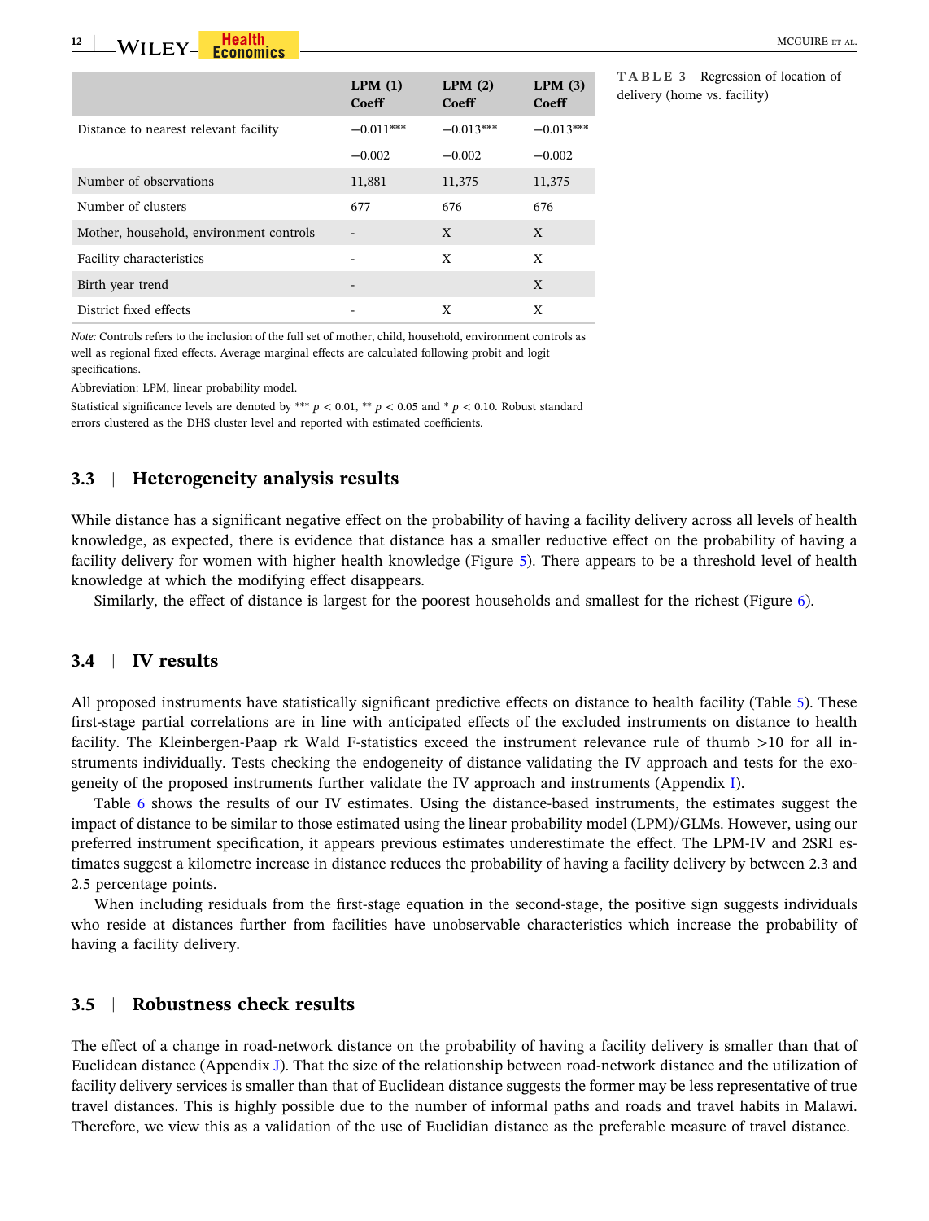**TABLE 3** Regression of location of delivery (home vs. facility)

| | LPM (1) Coeff | LPM (2) Coeff | LPM (3) Coeff |
|---|---|---|---|
| Distance to nearest relevant facility | −0.011*** | −0.013*** | −0.013*** |
| | −0.002 | −0.002 | −0.002 |
| Number of observations | 11,881 | 11,375 | 11,375 |
| Number of clusters | 677 | 676 | 676 |
| Mother, household, environment controls | - | X | X |
| Facility characteristics | - | X | X |
| Birth year trend | - | | X |
| District fixed effects | - | X | X |

*Note:* Controls refers to the inclusion of the full set of mother, child, household, environment controls as well as regional fixed effects. Average marginal effects are calculated following probit and logit specifications.

Abbreviation: LPM, linear probability model.

Statistical significance levels are denoted by *** $p < 0.01$, ** $p < 0.05$ and * $p < 0.10$. Robust standard errors clustered as the DHS cluster level and reported with estimated coefficients.

## 3.3 | Heterogeneity analysis results

While distance has a significant negative effect on the probability of having a facility delivery across all levels of health knowledge, as expected, there is evidence that distance has a smaller reductive effect on the probability of having a facility delivery for women with higher health knowledge (Figure 5). There appears to be a threshold level of health knowledge at which the modifying effect disappears.

Similarly, the effect of distance is largest for the poorest households and smallest for the richest (Figure 6).

## 3.4 | IV results

All proposed instruments have statistically significant predictive effects on distance to health facility (Table 5). These first-stage partial correlations are in line with anticipated effects of the excluded instruments on distance to health facility. The Kleinbergen-Paap rk Wald F-statistics exceed the instrument relevance rule of thumb >10 for all instruments individually. Tests checking the endogeneity of distance validating the IV approach and tests for the exogeneity of the proposed instruments further validate the IV approach and instruments (Appendix I).

Table 6 shows the results of our IV estimates. Using the distance-based instruments, the estimates suggest the impact of distance to be similar to those estimated using the linear probability model (LPM)/GLMs. However, using our preferred instrument specification, it appears previous estimates underestimate the effect. The LPM-IV and 2SRI estimates suggest a kilometre increase in distance reduces the probability of having a facility delivery by between 2.3 and 2.5 percentage points.

When including residuals from the first-stage equation in the second-stage, the positive sign suggests individuals who reside at distances further from facilities have unobservable characteristics which increase the probability of having a facility delivery.

## 3.5 | Robustness check results

The effect of a change in road-network distance on the probability of having a facility delivery is smaller than that of Euclidean distance (Appendix J). That the size of the relationship between road-network distance and the utilization of facility delivery services is smaller than that of Euclidean distance suggests the former may be less representative of true travel distances. This is highly possible due to the number of informal paths and roads and travel habits in Malawi. Therefore, we view this as a validation of the use of Euclidian distance as the preferable measure of travel distance.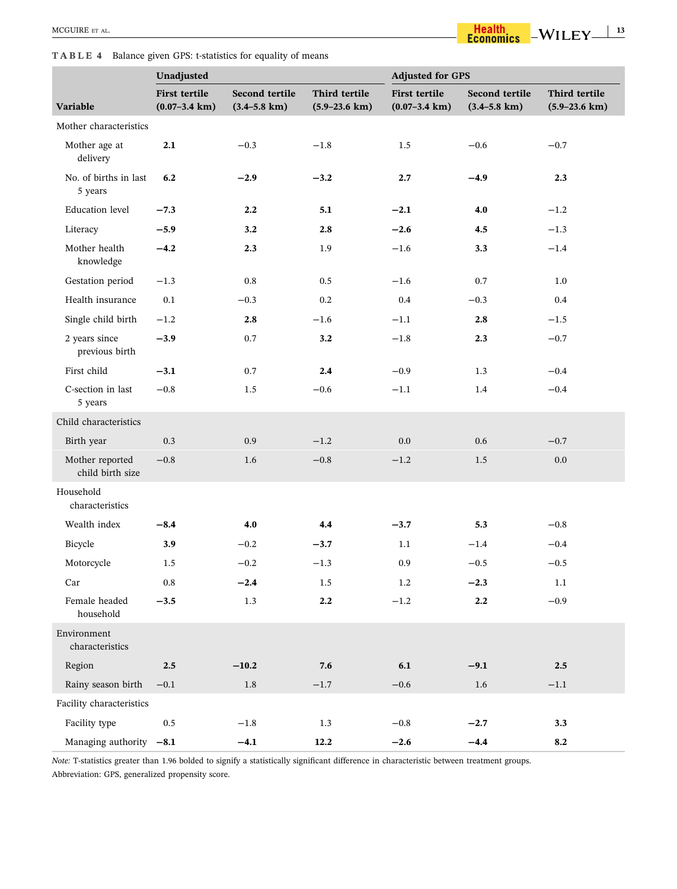**TABLE 4** Balance given GPS: t-statistics for equality of means

| Variable | Unadjusted | | | Adjusted for GPS | | |
|---|---|---|---|---|---|---|
| | First tertile (0.07–3.4 km) | Second tertile (3.4–5.8 km) | Third tertile (5.9–23.6 km) | First tertile (0.07–3.4 km) | Second tertile (3.4–5.8 km) | Third tertile (5.9–23.6 km) |
| Mother characteristics | | | | | | |
| Mother age at delivery | **2.1** | −0.3 | −1.8 | 1.5 | −0.6 | −0.7 |
| No. of births in last 5 years | **6.2** | **−2.9** | **−3.2** | **2.7** | **−4.9** | **2.3** |
| Education level | **−7.3** | **2.2** | **5.1** | **−2.1** | **4.0** | −1.2 |
| Literacy | **−5.9** | **3.2** | **2.8** | **−2.6** | **4.5** | −1.3 |
| Mother health knowledge | **−4.2** | **2.3** | 1.9 | −1.6 | **3.3** | −1.4 |
| Gestation period | −1.3 | 0.8 | 0.5 | −1.6 | 0.7 | 1.0 |
| Health insurance | 0.1 | −0.3 | 0.2 | 0.4 | −0.3 | 0.4 |
| Single child birth | −1.2 | **2.8** | −1.6 | −1.1 | **2.8** | −1.5 |
| 2 years since previous birth | **−3.9** | 0.7 | **3.2** | −1.8 | **2.3** | −0.7 |
| First child | **−3.1** | 0.7 | **2.4** | −0.9 | 1.3 | −0.4 |
| C-section in last 5 years | −0.8 | 1.5 | −0.6 | −1.1 | 1.4 | −0.4 |
| Child characteristics | | | | | | |
| Birth year | 0.3 | 0.9 | −1.2 | 0.0 | 0.6 | −0.7 |
| Mother reported child birth size | −0.8 | 1.6 | −0.8 | −1.2 | 1.5 | 0.0 |
| Household characteristics | | | | | | |
| Wealth index | **−8.4** | **4.0** | **4.4** | **−3.7** | **5.3** | −0.8 |
| Bicycle | **3.9** | −0.2 | **−3.7** | 1.1 | −1.4 | −0.4 |
| Motorcycle | 1.5 | −0.2 | −1.3 | 0.9 | −0.5 | −0.5 |
| Car | 0.8 | **−2.4** | 1.5 | 1.2 | **−2.3** | 1.1 |
| Female headed household | **−3.5** | 1.3 | **2.2** | −1.2 | **2.2** | −0.9 |
| Environment characteristics | | | | | | |
| Region | **2.5** | **−10.2** | **7.6** | **6.1** | **−9.1** | **2.5** |
| Rainy season birth | −0.1 | 1.8 | −1.7 | −0.6 | 1.6 | −1.1 |
| Facility characteristics | | | | | | |
| Facility type | 0.5 | −1.8 | 1.3 | −0.8 | **−2.7** | **3.3** |
| Managing authority | **−8.1** | **−4.1** | **12.2** | **−2.6** | **−4.4** | **8.2** |

*Note:* T-statistics greater than 1.96 bolded to signify a statistically significant difference in characteristic between treatment groups.

Abbreviation: GPS, generalized propensity score.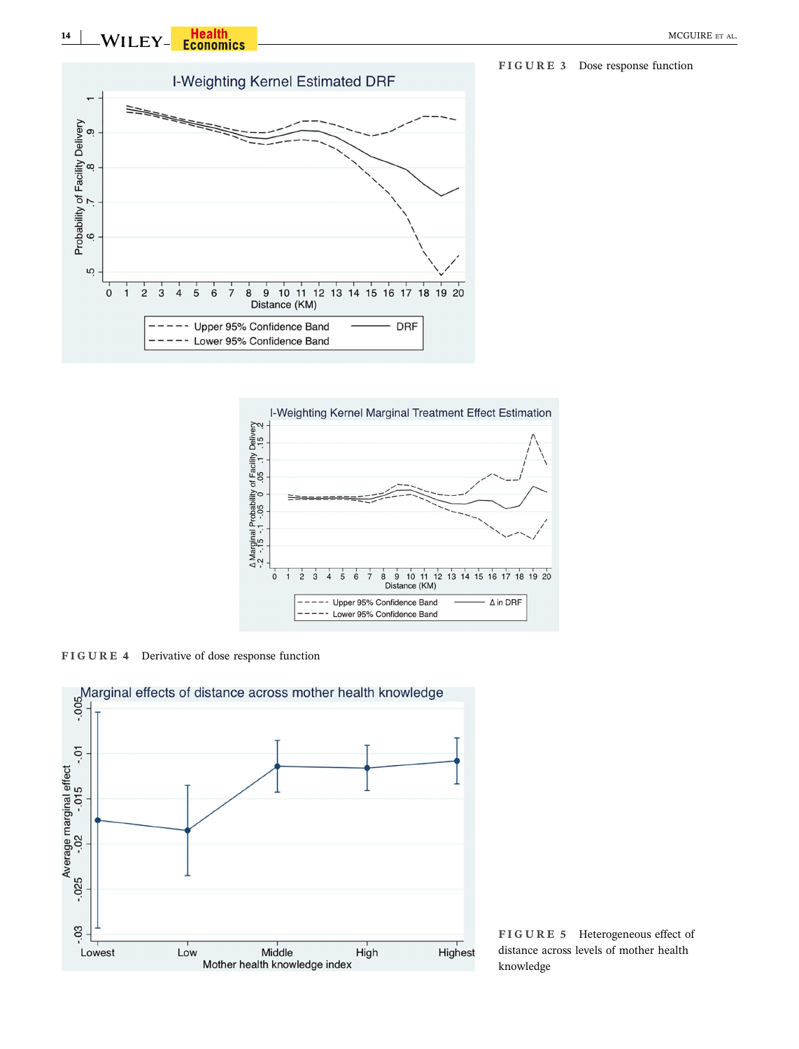FIGURE 3 Dose response function

FIGURE 4 Derivative of dose response function

FIGURE 5 Heterogeneous effect of distance across levels of mother health knowledge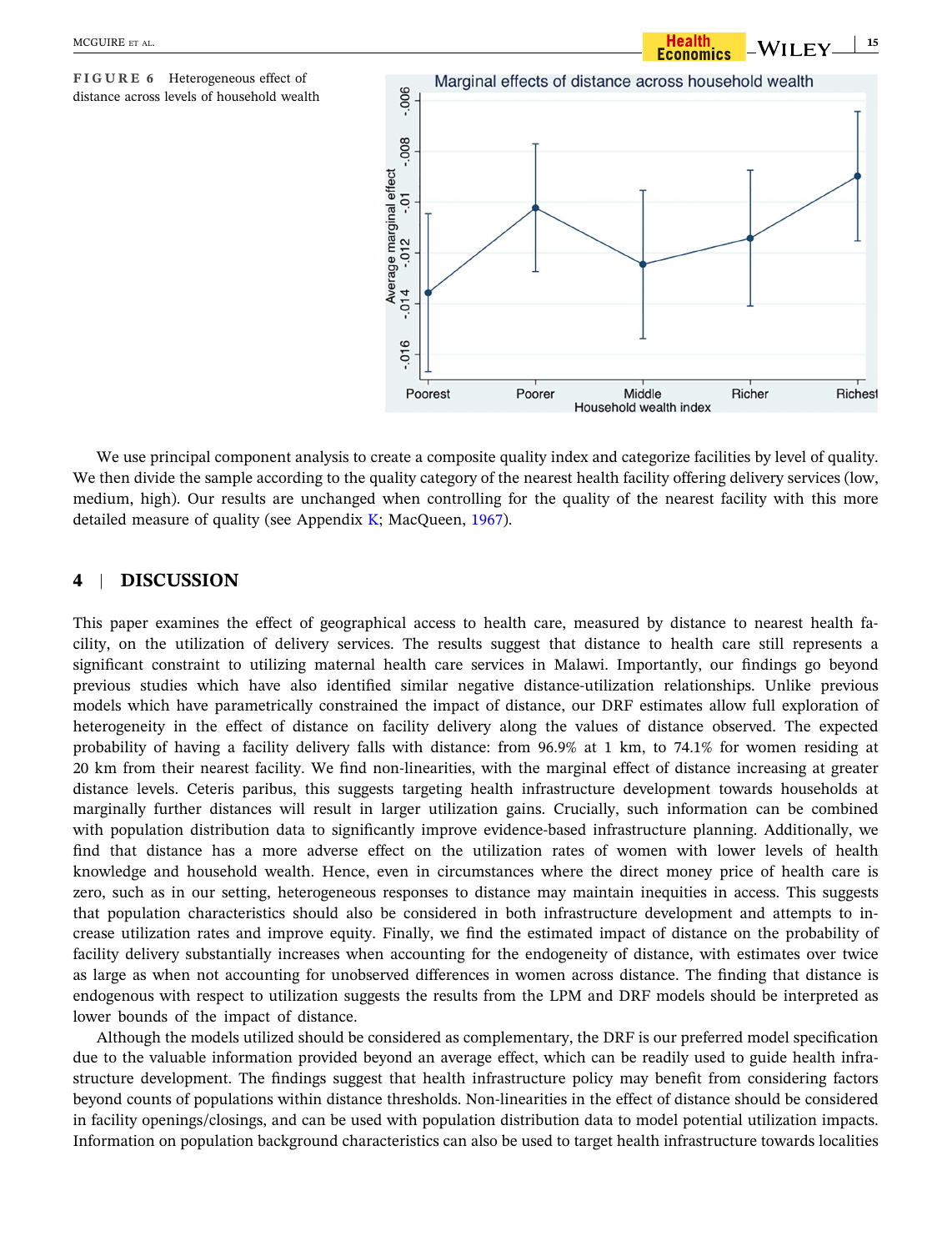FIGURE 6 Heterogeneous effect of distance across levels of household wealth

We use principal component analysis to create a composite quality index and categorize facilities by level of quality. We then divide the sample according to the quality category of the nearest health facility offering delivery services (low, medium, high). Our results are unchanged when controlling for the quality of the nearest facility with this more detailed measure of quality (see Appendix K; MacQueen, 1967).

## 4 | DISCUSSION

This paper examines the effect of geographical access to health care, measured by distance to nearest health facility, on the utilization of delivery services. The results suggest that distance to health care still represents a significant constraint to utilizing maternal health care services in Malawi. Importantly, our findings go beyond previous studies which have also identified similar negative distance-utilization relationships. Unlike previous models which have parametrically constrained the impact of distance, our DRF estimates allow full exploration of heterogeneity in the effect of distance on facility delivery along the values of distance observed. The expected probability of having a facility delivery falls with distance: from 96.9% at 1 km, to 74.1% for women residing at 20 km from their nearest facility. We find non-linearities, with the marginal effect of distance increasing at greater distance levels. Ceteris paribus, this suggests targeting health infrastructure development towards households at marginally further distances will result in larger utilization gains. Crucially, such information can be combined with population distribution data to significantly improve evidence-based infrastructure planning. Additionally, we find that distance has a more adverse effect on the utilization rates of women with lower levels of health knowledge and household wealth. Hence, even in circumstances where the direct money price of health care is zero, such as in our setting, heterogeneous responses to distance may maintain inequities in access. This suggests that population characteristics should also be considered in both infrastructure development and attempts to increase utilization rates and improve equity. Finally, we find the estimated impact of distance on the probability of facility delivery substantially increases when accounting for the endogeneity of distance, with estimates over twice as large as when not accounting for unobserved differences in women across distance. The finding that distance is endogenous with respect to utilization suggests the results from the LPM and DRF models should be interpreted as lower bounds of the impact of distance.

Although the models utilized should be considered as complementary, the DRF is our preferred model specification due to the valuable information provided beyond an average effect, which can be readily used to guide health infrastructure development. The findings suggest that health infrastructure policy may benefit from considering factors beyond counts of populations within distance thresholds. Non-linearities in the effect of distance should be considered in facility openings/closings, and can be used with population distribution data to model potential utilization impacts. Information on population background characteristics can also be used to target health infrastructure towards localities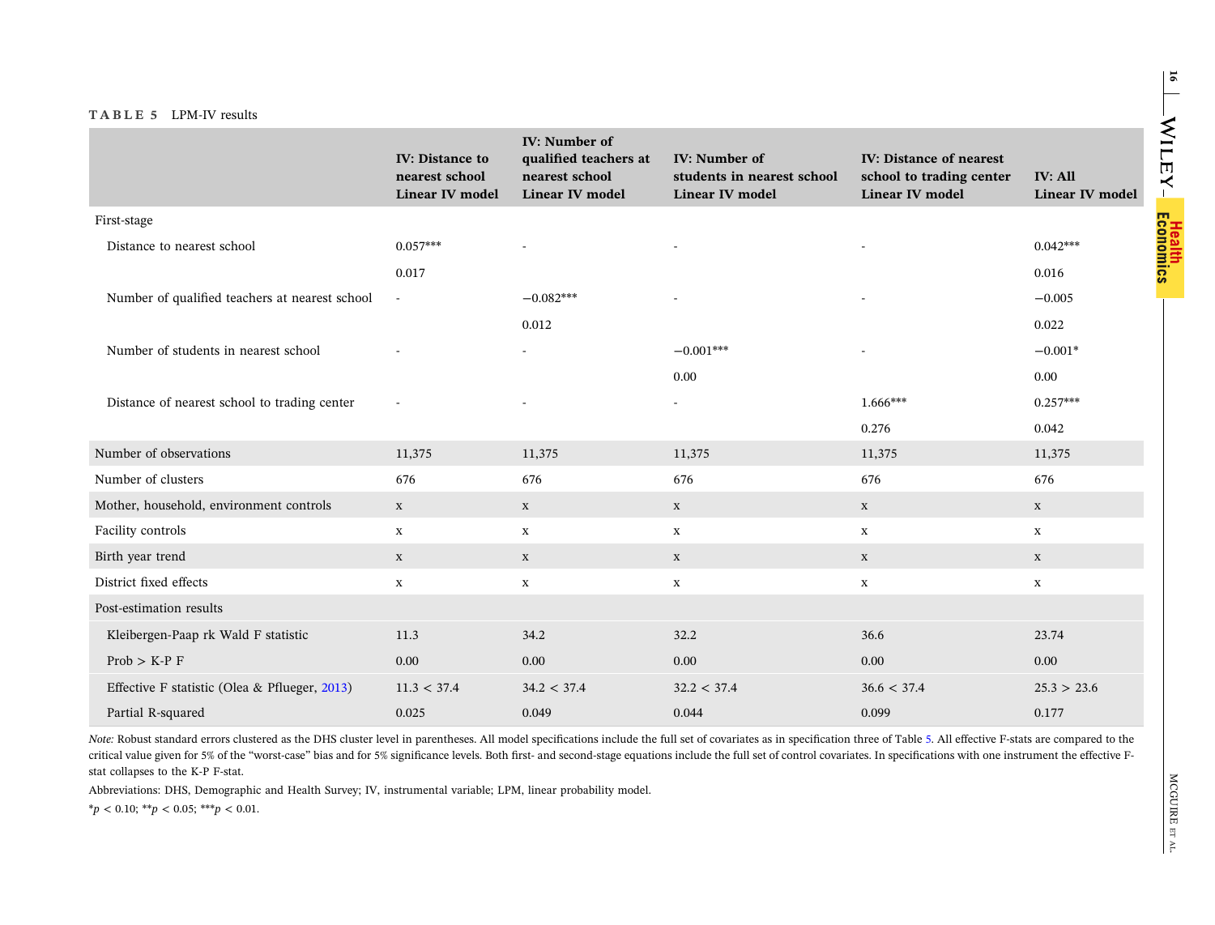**TABLE 5** LPM-IV results

| | IV: Distance to nearest school Linear IV model | IV: Number of qualified teachers at nearest school Linear IV model | IV: Number of students in nearest school Linear IV model | IV: Distance of nearest school to trading center Linear IV model | IV: All Linear IV model |
|---|---|---|---|---|---|
| First-stage | | | | | |
| Distance to nearest school | 0.057*** | - | - | - | 0.042*** |
| | 0.017 | | | | 0.016 |
| Number of qualified teachers at nearest school | - | −0.082*** | - | - | −0.005 |
| | | 0.012 | | | 0.022 |
| Number of students in nearest school | - | - | −0.001*** | - | −0.001* |
| | | | 0.00 | | 0.00 |
| Distance of nearest school to trading center | - | - | - | 1.666*** | 0.257*** |
| | | | | 0.276 | 0.042 |
| Number of observations | 11,375 | 11,375 | 11,375 | 11,375 | 11,375 |
| Number of clusters | 676 | 676 | 676 | 676 | 676 |
| Mother, household, environment controls | x | x | x | x | x |
| Facility controls | x | x | x | x | x |
| Birth year trend | x | x | x | x | x |
| District fixed effects | x | x | x | x | x |
| Post-estimation results | | | | | |
| Kleibergen-Paap rk Wald F statistic | 11.3 | 34.2 | 32.2 | 36.6 | 23.74 |
| Prob > K-P F | 0.00 | 0.00 | 0.00 | 0.00 | 0.00 |
| Effective F statistic (Olea & Pflueger, 2013) | 11.3 < 37.4 | 34.2 < 37.4 | 32.2 < 37.4 | 36.6 < 37.4 | 25.3 > 23.6 |
| Partial R-squared | 0.025 | 0.049 | 0.044 | 0.099 | 0.177 |

*Note:* Robust standard errors clustered as the DHS cluster level in parentheses. All model specifications include the full set of covariates as in specification three of Table 5. All effective F-stats are compared to the critical value given for 5% of the "worst-case" bias and for 5% significance levels. Both first- and second-stage equations include the full set of control covariates. In specifications with one instrument the effective F-stat collapses to the K-P F-stat.

Abbreviations: DHS, Demographic and Health Survey; IV, instrumental variable; LPM, linear probability model.

*$p < 0.10$; **$p < 0.05$; ***$p < 0.01$.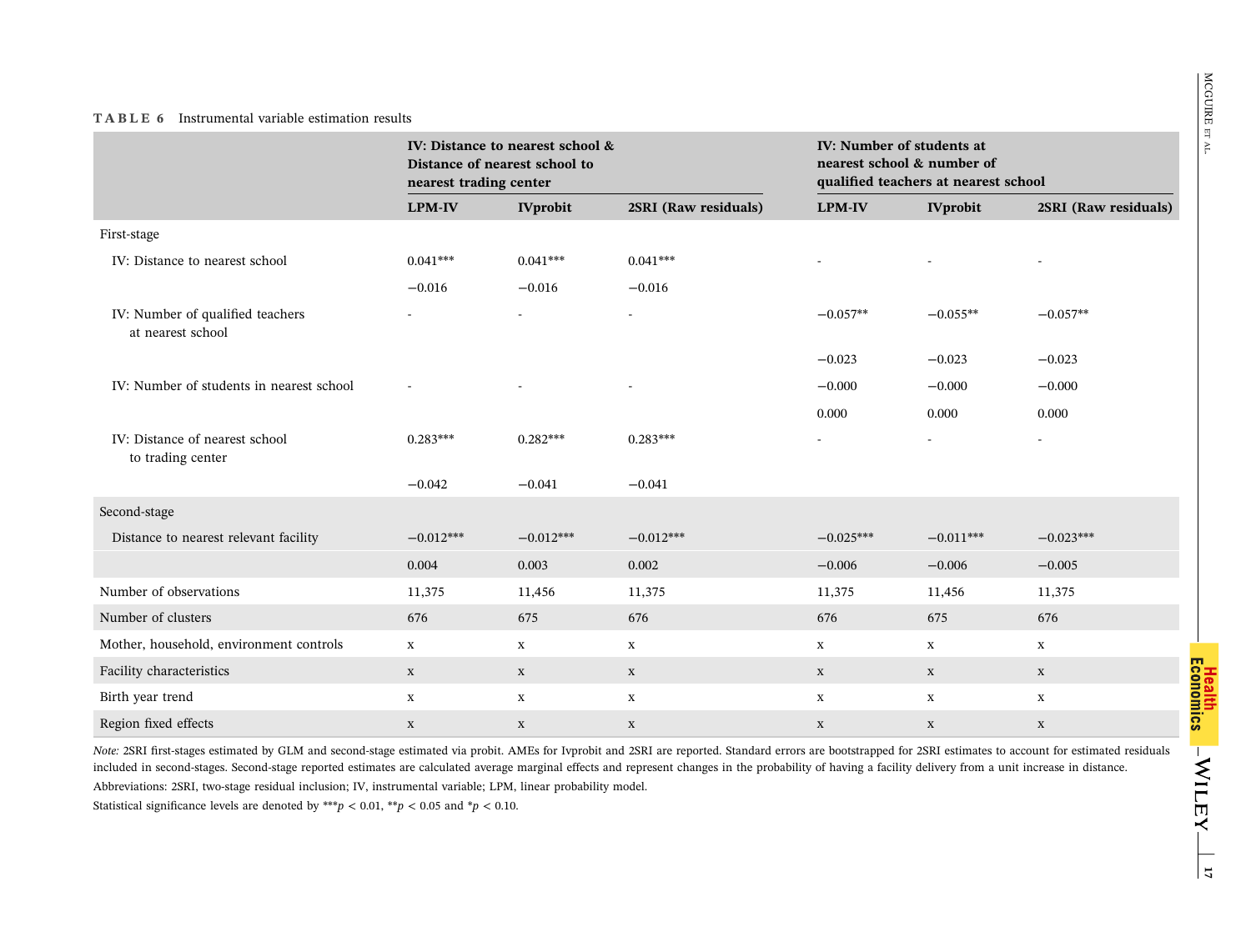**TABLE 6** Instrumental variable estimation results

| | IV: Distance to nearest school & Distance of nearest school to nearest trading center | | | IV: Number of students at nearest school & number of qualified teachers at nearest school | | |
|---|---|---|---|---|---|---|
| | LPM-IV | IVprobit | 2SRI (Raw residuals) | LPM-IV | IVprobit | 2SRI (Raw residuals) |
| First-stage | | | | | | |
| IV: Distance to nearest school | 0.041*** | 0.041*** | 0.041*** | - | - | - |
| | −0.016 | −0.016 | −0.016 | | | |
| IV: Number of qualified teachers at nearest school | - | - | - | −0.057** | −0.055** | −0.057** |
| | | | | −0.023 | −0.023 | −0.023 |
| IV: Number of students in nearest school | - | - | - | −0.000 | −0.000 | −0.000 |
| | | | | 0.000 | 0.000 | 0.000 |
| IV: Distance of nearest school to trading center | 0.283*** | 0.282*** | 0.283*** | - | - | - |
| | −0.042 | −0.041 | −0.041 | | | |
| Second-stage | | | | | | |
| Distance to nearest relevant facility | −0.012*** | −0.012*** | −0.012*** | −0.025*** | −0.011*** | −0.023*** |
| | 0.004 | 0.003 | 0.002 | −0.006 | −0.006 | −0.005 |
| Number of observations | 11,375 | 11,456 | 11,375 | 11,375 | 11,456 | 11,375 |
| Number of clusters | 676 | 675 | 676 | 676 | 675 | 676 |
| Mother, household, environment controls | x | x | x | x | x | x |
| Facility characteristics | x | x | x | x | x | x |
| Birth year trend | x | x | x | x | x | x |
| Region fixed effects | x | x | x | x | x | x |

*Note:* 2SRI first-stages estimated by GLM and second-stage estimated via probit. AMEs for Ivprobit and 2SRI are reported. Standard errors are bootstrapped for 2SRI estimates to account for estimated residuals included in second-stages. Second-stage reported estimates are calculated average marginal effects and represent changes in the probability of having a facility delivery from a unit increase in distance.

Abbreviations: 2SRI, two-stage residual inclusion; IV, instrumental variable; LPM, linear probability model.

Statistical significance levels are denoted by ***$p < 0.01$, **$p < 0.05$ and *$p < 0.10$.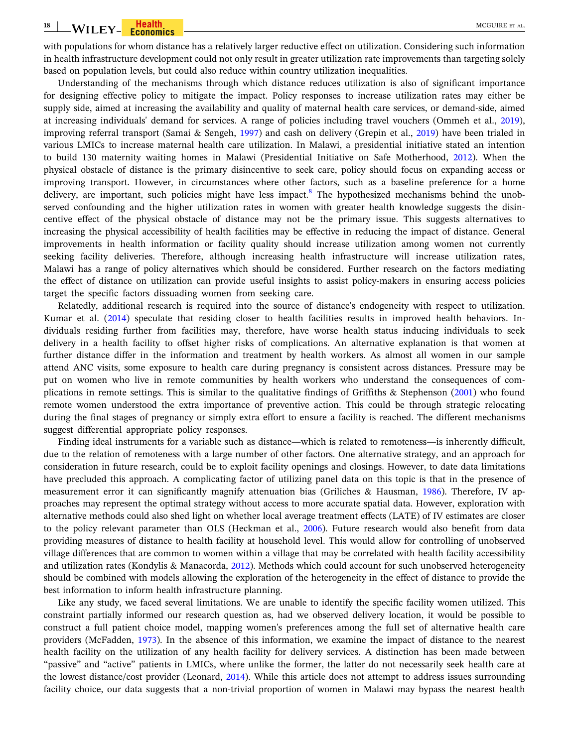with populations for whom distance has a relatively larger reductive effect on utilization. Considering such information in health infrastructure development could not only result in greater utilization rate improvements than targeting solely based on population levels, but could also reduce within country utilization inequalities.

Understanding of the mechanisms through which distance reduces utilization is also of significant importance for designing effective policy to mitigate the impact. Policy responses to increase utilization rates may either be supply side, aimed at increasing the availability and quality of maternal health care services, or demand-side, aimed at increasing individuals' demand for services. A range of policies including travel vouchers (Ommeh et al., 2019), improving referral transport (Samai & Sengeh, 1997) and cash on delivery (Grepin et al., 2019) have been trialed in various LMICs to increase maternal health care utilization. In Malawi, a presidential initiative stated an intention to build 130 maternity waiting homes in Malawi (Presidential Initiative on Safe Motherhood, 2012). When the physical obstacle of distance is the primary disincentive to seek care, policy should focus on expanding access or improving transport. However, in circumstances where other factors, such as a baseline preference for a home delivery, are important, such policies might have less impact.[8] The hypothesized mechanisms behind the unobserved confounding and the higher utilization rates in women with greater health knowledge suggests the disincentive effect of the physical obstacle of distance may not be the primary issue. This suggests alternatives to increasing the physical accessibility of health facilities may be effective in reducing the impact of distance. General improvements in health information or facility quality should increase utilization among women not currently seeking facility deliveries. Therefore, although increasing health infrastructure will increase utilization rates, Malawi has a range of policy alternatives which should be considered. Further research on the factors mediating the effect of distance on utilization can provide useful insights to assist policy-makers in ensuring access policies target the specific factors dissuading women from seeking care.

Relatedly, additional research is required into the source of distance's endogeneity with respect to utilization. Kumar et al. (2014) speculate that residing closer to health facilities results in improved health behaviors. Individuals residing further from facilities may, therefore, have worse health status inducing individuals to seek delivery in a health facility to offset higher risks of complications. An alternative explanation is that women at further distance differ in the information and treatment by health workers. As almost all women in our sample attend ANC visits, some exposure to health care during pregnancy is consistent across distances. Pressure may be put on women who live in remote communities by health workers who understand the consequences of complications in remote settings. This is similar to the qualitative findings of Griffiths & Stephenson (2001) who found remote women understood the extra importance of preventive action. This could be through strategic relocating during the final stages of pregnancy or simply extra effort to ensure a facility is reached. The different mechanisms suggest differential appropriate policy responses.

Finding ideal instruments for a variable such as distance—which is related to remoteness—is inherently difficult, due to the relation of remoteness with a large number of other factors. One alternative strategy, and an approach for consideration in future research, could be to exploit facility openings and closings. However, to date data limitations have precluded this approach. A complicating factor of utilizing panel data on this topic is that in the presence of measurement error it can significantly magnify attenuation bias (Griliches & Hausman, 1986). Therefore, IV approaches may represent the optimal strategy without access to more accurate spatial data. However, exploration with alternative methods could also shed light on whether local average treatment effects (LATE) of IV estimates are closer to the policy relevant parameter than OLS (Heckman et al., 2006). Future research would also benefit from data providing measures of distance to health facility at household level. This would allow for controlling of unobserved village differences that are common to women within a village that may be correlated with health facility accessibility and utilization rates (Kondylis & Manacorda, 2012). Methods which could account for such unobserved heterogeneity should be combined with models allowing the exploration of the heterogeneity in the effect of distance to provide the best information to inform health infrastructure planning.

Like any study, we faced several limitations. We are unable to identify the specific facility women utilized. This constraint partially informed our research question as, had we observed delivery location, it would be possible to construct a full patient choice model, mapping women's preferences among the full set of alternative health care providers (McFadden, 1973). In the absence of this information, we examine the impact of distance to the nearest health facility on the utilization of any health facility for delivery services. A distinction has been made between "passive" and "active" patients in LMICs, where unlike the former, the latter do not necessarily seek health care at the lowest distance/cost provider (Leonard, 2014). While this article does not attempt to address issues surrounding facility choice, our data suggests that a non-trivial proportion of women in Malawi may bypass the nearest health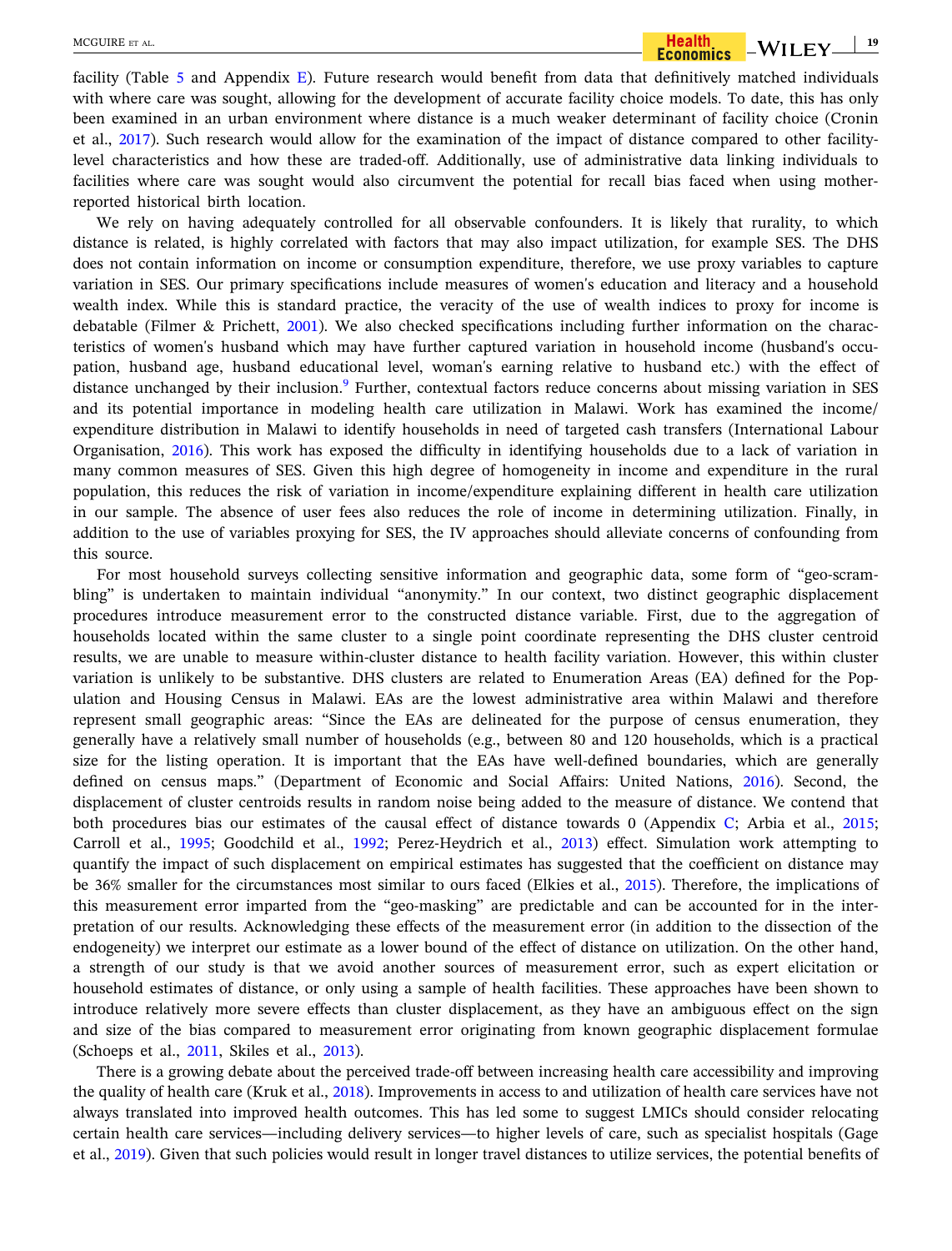facility (Table 5 and Appendix E). Future research would benefit from data that definitively matched individuals with where care was sought, allowing for the development of accurate facility choice models. To date, this has only been examined in an urban environment where distance is a much weaker determinant of facility choice (Cronin et al., 2017). Such research would allow for the examination of the impact of distance compared to other facility-level characteristics and how these are traded-off. Additionally, use of administrative data linking individuals to facilities where care was sought would also circumvent the potential for recall bias faced when using mother-reported historical birth location.

We rely on having adequately controlled for all observable confounders. It is likely that rurality, to which distance is related, is highly correlated with factors that may also impact utilization, for example SES. The DHS does not contain information on income or consumption expenditure, therefore, we use proxy variables to capture variation in SES. Our primary specifications include measures of women's education and literacy and a household wealth index. While this is standard practice, the veracity of the use of wealth indices to proxy for income is debatable (Filmer & Prichett, 2001). We also checked specifications including further information on the characteristics of women's husband which may have further captured variation in household income (husband's occupation, husband age, husband educational level, woman's earning relative to husband etc.) with the effect of distance unchanged by their inclusion.[9] Further, contextual factors reduce concerns about missing variation in SES and its potential importance in modeling health care utilization in Malawi. Work has examined the income/expenditure distribution in Malawi to identify households in need of targeted cash transfers (International Labour Organisation, 2016). This work has exposed the difficulty in identifying households due to a lack of variation in many common measures of SES. Given this high degree of homogeneity in income and expenditure in the rural population, this reduces the risk of variation in income/expenditure explaining different in health care utilization in our sample. The absence of user fees also reduces the role of income in determining utilization. Finally, in addition to the use of variables proxying for SES, the IV approaches should alleviate concerns of confounding from this source.

For most household surveys collecting sensitive information and geographic data, some form of "geo-scrambling" is undertaken to maintain individual "anonymity." In our context, two distinct geographic displacement procedures introduce measurement error to the constructed distance variable. First, due to the aggregation of households located within the same cluster to a single point coordinate representing the DHS cluster centroid results, we are unable to measure within-cluster distance to health facility variation. However, this within cluster variation is unlikely to be substantive. DHS clusters are related to Enumeration Areas (EA) defined for the Population and Housing Census in Malawi. EAs are the lowest administrative area within Malawi and therefore represent small geographic areas: "Since the EAs are delineated for the purpose of census enumeration, they generally have a relatively small number of households (e.g., between 80 and 120 households, which is a practical size for the listing operation. It is important that the EAs have well-defined boundaries, which are generally defined on census maps." (Department of Economic and Social Affairs: United Nations, 2016). Second, the displacement of cluster centroids results in random noise being added to the measure of distance. We contend that both procedures bias our estimates of the causal effect of distance towards 0 (Appendix C; Arbia et al., 2015; Carroll et al., 1995; Goodchild et al., 1992; Perez-Heydrich et al., 2013) effect. Simulation work attempting to quantify the impact of such displacement on empirical estimates has suggested that the coefficient on distance may be 36% smaller for the circumstances most similar to ours faced (Elkies et al., 2015). Therefore, the implications of this measurement error imparted from the "geo-masking" are predictable and can be accounted for in the interpretation of our results. Acknowledging these effects of the measurement error (in addition to the dissection of the endogeneity) we interpret our estimate as a lower bound of the effect of distance on utilization. On the other hand, a strength of our study is that we avoid another sources of measurement error, such as expert elicitation or household estimates of distance, or only using a sample of health facilities. These approaches have been shown to introduce relatively more severe effects than cluster displacement, as they have an ambiguous effect on the sign and size of the bias compared to measurement error originating from known geographic displacement formulae (Schoeps et al., 2011, Skiles et al., 2013).

There is a growing debate about the perceived trade-off between increasing health care accessibility and improving the quality of health care (Kruk et al., 2018). Improvements in access to and utilization of health care services have not always translated into improved health outcomes. This has led some to suggest LMICs should consider relocating certain health care services—including delivery services—to higher levels of care, such as specialist hospitals (Gage et al., 2019). Given that such policies would result in longer travel distances to utilize services, the potential benefits of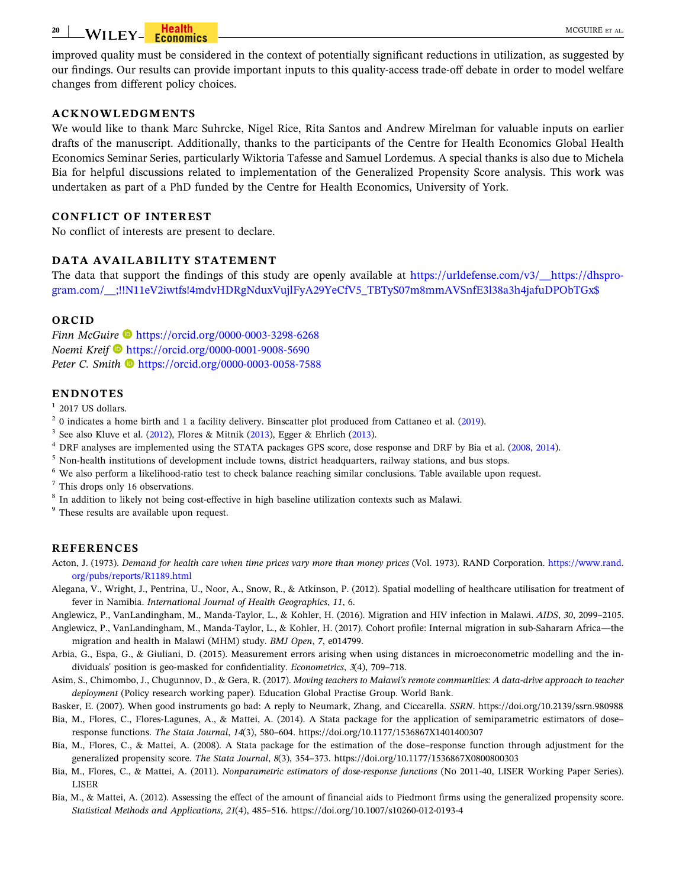improved quality must be considered in the context of potentially significant reductions in utilization, as suggested by our findings. Our results can provide important inputs to this quality-access trade-off debate in order to model welfare changes from different policy choices.

## ACKNOWLEDGMENTS

We would like to thank Marc Suhrcke, Nigel Rice, Rita Santos and Andrew Mirelman for valuable inputs on earlier drafts of the manuscript. Additionally, thanks to the participants of the Centre for Health Economics Global Health Economics Seminar Series, particularly Wiktoria Tafesse and Samuel Lordemus. A special thanks is also due to Michela Bia for helpful discussions related to implementation of the Generalized Propensity Score analysis. This work was undertaken as part of a PhD funded by the Centre for Health Economics, University of York.

## CONFLICT OF INTEREST

No conflict of interests are present to declare.

## DATA AVAILABILITY STATEMENT

The data that support the findings of this study are openly available at https://urldefense.com/v3/__https://dhsprogram.com/__;!!N11eV2iwtfs!4mdvHDRgNduxVujlFyA29YeCfV5_TBTyS07m8mmAVSnfE3l38a3h4jafuDPObTGx$

## ORCID

*Finn McGuire* https://orcid.org/0000-0003-3298-6268
*Noemi Kreif* https://orcid.org/0000-0001-9008-5690
*Peter C. Smith* https://orcid.org/0000-0003-0058-7588

## ENDNOTES

[1] 2017 US dollars.
[2] 0 indicates a home birth and 1 a facility delivery. Binscatter plot produced from Cattaneo et al. (2019).
[3] See also Kluve et al. (2012), Flores & Mitnik (2013), Egger & Ehrlich (2013).
[4] DRF analyses are implemented using the STATA packages GPS score, dose response and DRF by Bia et al. (2008, 2014).
[5] Non-health institutions of development include towns, district headquarters, railway stations, and bus stops.
[6] We also perform a likelihood-ratio test to check balance reaching similar conclusions. Table available upon request.
[7] This drops only 16 observations.
[8] In addition to likely not being cost-effective in high baseline utilization contexts such as Malawi.
[9] These results are available upon request.

## REFERENCES

Acton, J. (1973). *Demand for health care when time prices vary more than money prices* (Vol. 1973). RAND Corporation. https://www.rand.org/pubs/reports/R1189.html

Alegana, V., Wright, J., Pentrina, U., Noor, A., Snow, R., & Atkinson, P. (2012). Spatial modelling of healthcare utilisation for treatment of fever in Namibia. *International Journal of Health Geographics*, *11*, 6.

Anglewicz, P., VanLandingham, M., Manda-Taylor, L., & Kohler, H. (2016). Migration and HIV infection in Malawi. *AIDS*, *30*, 2099–2105.

Anglewicz, P., VanLandingham, M., Manda-Taylor, L., & Kohler, H. (2017). Cohort profile: Internal migration in sub-Sahararn Africa—the migration and health in Malawi (MHM) study. *BMJ Open*, *7*, e014799.

Arbia, G., Espa, G., & Giuliani, D. (2015). Measurement errors arising when using distances in microeconometric modelling and the individuals' position is geo-masked for confidentiality. *Econometrics*, *3*(4), 709–718.

Asim, S., Chimombo, J., Chugunnov, D., & Gera, R. (2017). *Moving teachers to Malawi's remote communities: A data-drive approach to teacher deployment* (Policy research working paper). Education Global Practise Group. World Bank.

Basker, E. (2007). When good instruments go bad: A reply to Neumark, Zhang, and Ciccarella. *SSRN*. https://doi.org/10.2139/ssrn.980988

Bia, M., Flores, C., Flores-Lagunes, A., & Mattei, A. (2014). A Stata package for the application of semiparametric estimators of dose–response functions. *The Stata Journal*, *14*(3), 580–604. https://doi.org/10.1177/1536867X1401400307

Bia, M., Flores, C., & Mattei, A. (2008). A Stata package for the estimation of the dose–response function through adjustment for the generalized propensity score. *The Stata Journal*, *8*(3), 354–373. https://doi.org/10.1177/1536867X0800800303

Bia, M., Flores, C., & Mattei, A. (2011). *Nonparametric estimators of dose-response functions* (No 2011-40, LISER Working Paper Series). LISER

Bia, M., & Mattei, A. (2012). Assessing the effect of the amount of financial aids to Piedmont firms using the generalized propensity score. *Statistical Methods and Applications*, *21*(4), 485–516. https://doi.org/10.1007/s10260-012-0193-4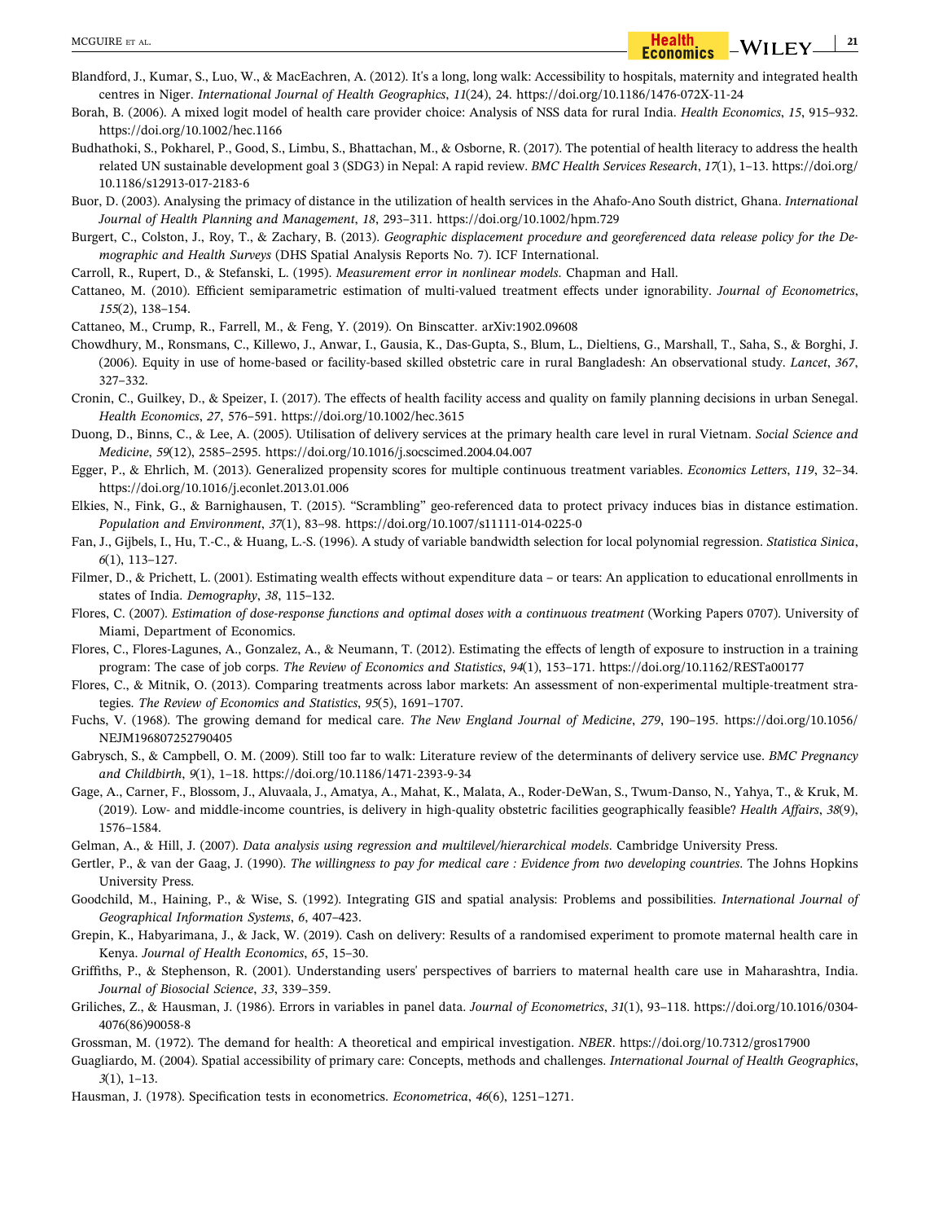Blandford, J., Kumar, S., Luo, W., & MacEachren, A. (2012). It's a long, long walk: Accessibility to hospitals, maternity and integrated health centres in Niger. *International Journal of Health Geographics*, *11*(24), 24. https://doi.org/10.1186/1476-072X-11-24

Borah, B. (2006). A mixed logit model of health care provider choice: Analysis of NSS data for rural India. *Health Economics*, *15*, 915–932. https://doi.org/10.1002/hec.1166

Budhathoki, S., Pokharel, P., Good, S., Limbu, S., Bhattachan, M., & Osborne, R. (2017). The potential of health literacy to address the health related UN sustainable development goal 3 (SDG3) in Nepal: A rapid review. *BMC Health Services Research*, *17*(1), 1–13. https://doi.org/10.1186/s12913-017-2183-6

Buor, D. (2003). Analysing the primacy of distance in the utilization of health services in the Ahafo-Ano South district, Ghana. *International Journal of Health Planning and Management*, *18*, 293–311. https://doi.org/10.1002/hpm.729

Burgert, C., Colston, J., Roy, T., & Zachary, B. (2013). *Geographic displacement procedure and georeferenced data release policy for the Demographic and Health Surveys* (DHS Spatial Analysis Reports No. 7). ICF International.

Carroll, R., Rupert, D., & Stefanski, L. (1995). *Measurement error in nonlinear models*. Chapman and Hall.

Cattaneo, M. (2010). Efficient semiparametric estimation of multi-valued treatment effects under ignorability. *Journal of Econometrics*, *155*(2), 138–154.

Cattaneo, M., Crump, R., Farrell, M., & Feng, Y. (2019). On Binscatter. arXiv:1902.09608

Chowdhury, M., Ronsmans, C., Killewo, J., Anwar, I., Gausia, K., Das-Gupta, S., Blum, L., Dieltiens, G., Marshall, T., Saha, S., & Borghi, J. (2006). Equity in use of home-based or facility-based skilled obstetric care in rural Bangladesh: An observational study. *Lancet*, *367*, 327–332.

Cronin, C., Guilkey, D., & Speizer, I. (2017). The effects of health facility access and quality on family planning decisions in urban Senegal. *Health Economics*, *27*, 576–591. https://doi.org/10.1002/hec.3615

Duong, D., Binns, C., & Lee, A. (2005). Utilisation of delivery services at the primary health care level in rural Vietnam. *Social Science and Medicine*, *59*(12), 2585–2595. https://doi.org/10.1016/j.socscimed.2004.04.007

Egger, P., & Ehrlich, M. (2013). Generalized propensity scores for multiple continuous treatment variables. *Economics Letters*, *119*, 32–34. https://doi.org/10.1016/j.econlet.2013.01.006

Elkies, N., Fink, G., & Barnighausen, T. (2015). "Scrambling" geo-referenced data to protect privacy induces bias in distance estimation. *Population and Environment*, *37*(1), 83–98. https://doi.org/10.1007/s11111-014-0225-0

Fan, J., Gijbels, I., Hu, T.-C., & Huang, L.-S. (1996). A study of variable bandwidth selection for local polynomial regression. *Statistica Sinica*, *6*(1), 113–127.

Filmer, D., & Prichett, L. (2001). Estimating wealth effects without expenditure data – or tears: An application to educational enrollments in states of India. *Demography*, *38*, 115–132.

Flores, C. (2007). *Estimation of dose-response functions and optimal doses with a continuous treatment* (Working Papers 0707). University of Miami, Department of Economics.

Flores, C., Flores-Lagunes, A., Gonzalez, A., & Neumann, T. (2012). Estimating the effects of length of exposure to instruction in a training program: The case of job corps. *The Review of Economics and Statistics*, *94*(1), 153–171. https://doi.org/10.1162/RESTa00177

Flores, C., & Mitnik, O. (2013). Comparing treatments across labor markets: An assessment of non-experimental multiple-treatment strategies. *The Review of Economics and Statistics*, *95*(5), 1691–1707.

Fuchs, V. (1968). The growing demand for medical care. *The New England Journal of Medicine*, *279*, 190–195. https://doi.org/10.1056/NEJM196807252790405

Gabrysch, S., & Campbell, O. M. (2009). Still too far to walk: Literature review of the determinants of delivery service use. *BMC Pregnancy and Childbirth*, *9*(1), 1–18. https://doi.org/10.1186/1471-2393-9-34

Gage, A., Carner, F., Blossom, J., Aluvaala, J., Amatya, A., Mahat, K., Malata, A., Roder-DeWan, S., Twum-Danso, N., Yahya, T., & Kruk, M. (2019). Low- and middle-income countries, is delivery in high-quality obstetric facilities geographically feasible? *Health Affairs*, *38*(9), 1576–1584.

Gelman, A., & Hill, J. (2007). *Data analysis using regression and multilevel/hierarchical models*. Cambridge University Press.

Gertler, P., & van der Gaag, J. (1990). *The willingness to pay for medical care : Evidence from two developing countries*. The Johns Hopkins University Press.

Goodchild, M., Haining, P., & Wise, S. (1992). Integrating GIS and spatial analysis: Problems and possibilities. *International Journal of Geographical Information Systems*, *6*, 407–423.

Gregpin, K., Habyarimana, J., & Jack, W. (2019). Cash on delivery: Results of a randomised experiment to promote maternal health care in Kenya. *Journal of Health Economics*, *65*, 15–30.

Griffiths, P., & Stephenson, R. (2001). Understanding users' perspectives of barriers to maternal health care use in Maharashtra, India. *Journal of Biosocial Science*, *33*, 339–359.

Griliches, Z., & Hausman, J. (1986). Errors in variables in panel data. *Journal of Econometrics*, *31*(1), 93–118. https://doi.org/10.1016/0304-4076(86)90058-8

Grossman, M. (1972). The demand for health: A theoretical and empirical investigation. *NBER*. https://doi.org/10.7312/gros17900

Guagliardo, M. (2004). Spatial accessibility of primary care: Concepts, methods and challenges. *International Journal of Health Geographics*, *3*(1), 1–13.

Hausman, J. (1978). Specification tests in econometrics. *Econometrica*, *46*(6), 1251–1271.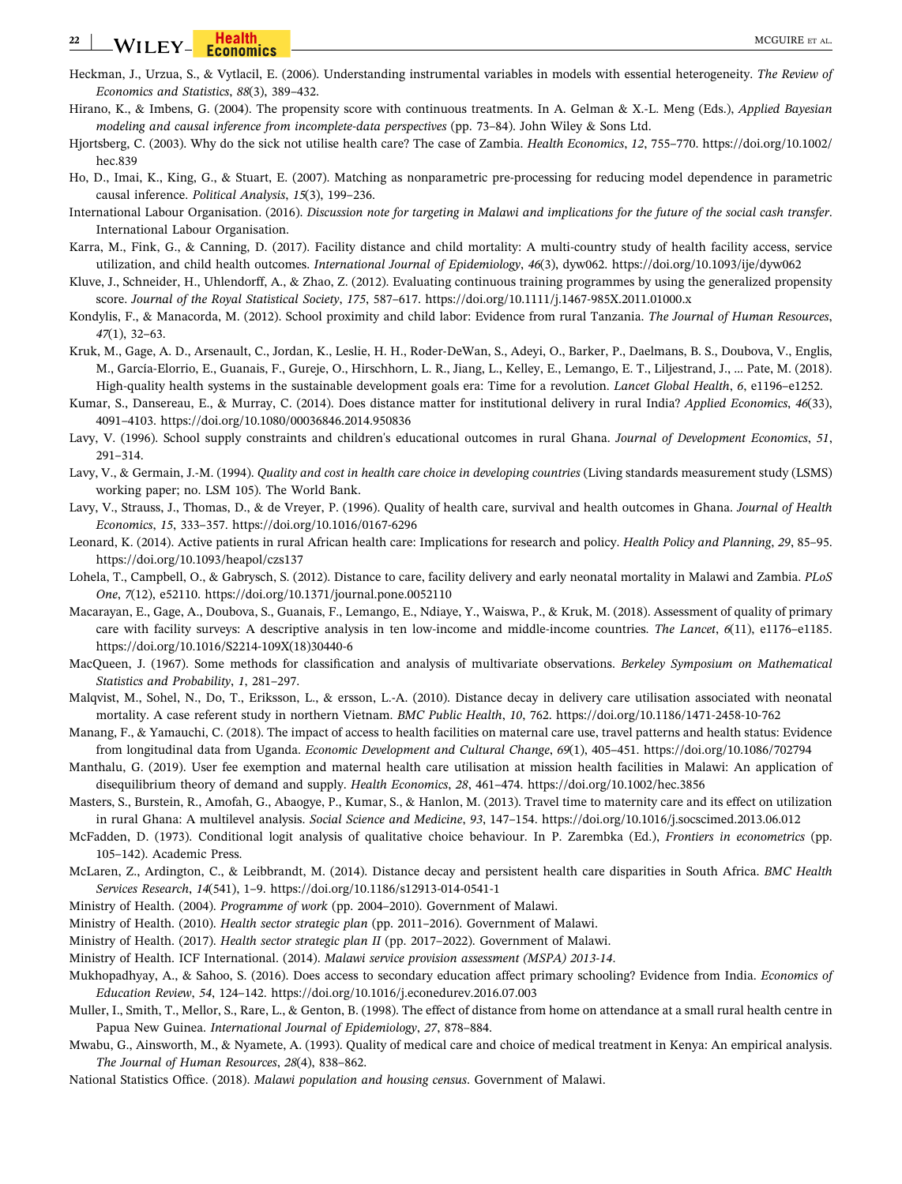Heckman, J., Urzua, S., & Vytlacil, E. (2006). Understanding instrumental variables in models with essential heterogeneity. *The Review of Economics and Statistics*, *88*(3), 389–432.

Hirano, K., & Imbens, G. (2004). The propensity score with continuous treatments. In A. Gelman & X.-L. Meng (Eds.), *Applied Bayesian modeling and causal inference from incomplete-data perspectives* (pp. 73–84). John Wiley & Sons Ltd.

Hjortsberg, C. (2003). Why do the sick not utilise health care? The case of Zambia. *Health Economics*, *12*, 755–770. https://doi.org/10.1002/hec.839

Ho, D., Imai, K., King, G., & Stuart, E. (2007). Matching as nonparametric pre-processing for reducing model dependence in parametric causal inference. *Political Analysis*, *15*(3), 199–236.

International Labour Organisation. (2016). *Discussion note for targeting in Malawi and implications for the future of the social cash transfer*. International Labour Organisation.

Karra, M., Fink, G., & Canning, D. (2017). Facility distance and child mortality: A multi-country study of health facility access, service utilization, and child health outcomes. *International Journal of Epidemiology*, *46*(3), dyw062. https://doi.org/10.1093/ije/dyw062

Kluve, J., Schneider, H., Uhlendorff, A., & Zhao, Z. (2012). Evaluating continuous training programmes by using the generalized propensity score. *Journal of the Royal Statistical Society*, *175*, 587–617. https://doi.org/10.1111/j.1467-985X.2011.01000.x

Kondylis, F., & Manacorda, M. (2012). School proximity and child labor: Evidence from rural Tanzania. *The Journal of Human Resources*, *47*(1), 32–63.

Kruk, M., Gage, A. D., Arsenault, C., Jordan, K., Leslie, H. H., Roder-DeWan, S., Adeyi, O., Barker, P., Daelmans, B. S., Doubova, V., Englis, M., García-Elorrio, E., Guanais, F., Gureje, O., Hirschhorn, L. R., Jiang, L., Kelley, E., Lemango, E. T., Liljestrand, J., … Pate, M. (2018). High-quality health systems in the sustainable development goals era: Time for a revolution. *Lancet Global Health*, *6*, e1196–e1252.

Kumar, S., Dansereau, E., & Murray, C. (2014). Does distance matter for institutional delivery in rural India? *Applied Economics*, *46*(33), 4091–4103. https://doi.org/10.1080/00036846.2014.950836

Lavy, V. (1996). School supply constraints and children's educational outcomes in rural Ghana. *Journal of Development Economics*, *51*, 291–314.

Lavy, V., & Germain, J.-M. (1994). *Quality and cost in health care choice in developing countries* (Living standards measurement study (LSMS) working paper; no. LSM 105). The World Bank.

Lavy, V., Strauss, J., Thomas, D., & de Vreyer, P. (1996). Quality of health care, survival and health outcomes in Ghana. *Journal of Health Economics*, *15*, 333–357. https://doi.org/10.1016/0167-6296

Leonard, K. (2014). Active patients in rural African health care: Implications for research and policy. *Health Policy and Planning*, *29*, 85–95. https://doi.org/10.1093/heapol/czs137

Lohela, T., Campbell, O., & Gabrysch, S. (2012). Distance to care, facility delivery and early neonatal mortality in Malawi and Zambia. *PLoS One*, *7*(12), e52110. https://doi.org/10.1371/journal.pone.0052110

Macarayan, E., Gage, A., Doubova, S., Guanais, F., Lemango, E., Ndiaye, Y., Waiswa, P., & Kruk, M. (2018). Assessment of quality of primary care with facility surveys: A descriptive analysis in ten low-income and middle-income countries. *The Lancet*, *6*(11), e1176–e1185. https://doi.org/10.1016/S2214-109X(18)30440-6

MacQueen, J. (1967). Some methods for classification and analysis of multivariate observations. *Berkeley Symposium on Mathematical Statistics and Probability*, *1*, 281–297.

Malqvist, M., Sohel, N., Do, T., Eriksson, L., & ersson, L.-A. (2010). Distance decay in delivery care utilisation associated with neonatal mortality. A case referent study in northern Vietnam. *BMC Public Health*, *10*, 762. https://doi.org/10.1186/1471-2458-10-762

Manang, F., & Yamauchi, C. (2018). The impact of access to health facilities on maternal care use, travel patterns and health status: Evidence from longitudinal data from Uganda. *Economic Development and Cultural Change*, *69*(1), 405–451. https://doi.org/10.1086/702794

Manthalu, G. (2019). User fee exemption and maternal health care utilisation at mission health facilities in Malawi: An application of disequilibrium theory of demand and supply. *Health Economics*, *28*, 461–474. https://doi.org/10.1002/hec.3856

Masters, S., Burstein, R., Amofah, G., Abaogye, P., Kumar, S., & Hanlon, M. (2013). Travel time to maternity care and its effect on utilization in rural Ghana: A multilevel analysis. *Social Science and Medicine*, *93*, 147–154. https://doi.org/10.1016/j.socscimed.2013.06.012

McFadden, D. (1973). Conditional logit analysis of qualitative choice behaviour. In P. Zarembka (Ed.), *Frontiers in econometrics* (pp. 105–142). Academic Press.

McLaren, Z., Ardington, C., & Leibbrandt, M. (2014). Distance decay and persistent health care disparities in South Africa. *BMC Health Services Research*, *14*(541), 1–9. https://doi.org/10.1186/s12913-014-0541-1

Ministry of Health. (2004). *Programme of work* (pp. 2004–2010). Government of Malawi.

Ministry of Health. (2010). *Health sector strategic plan* (pp. 2011–2016). Government of Malawi.

Ministry of Health. (2017). *Health sector strategic plan II* (pp. 2017–2022). Government of Malawi.

Ministry of Health. ICF International. (2014). *Malawi service provision assessment (MSPA) 2013-14*.

Mukhopadhyay, A., & Sahoo, S. (2016). Does access to secondary education affect primary schooling? Evidence from India. *Economics of Education Review*, *54*, 124–142. https://doi.org/10.1016/j.econedurev.2016.07.003

Muller, I., Smith, T., Mellor, S., Rare, L., & Genton, B. (1998). The effect of distance from home on attendance at a small rural health centre in Papua New Guinea. *International Journal of Epidemiology*, *27*, 878–884.

Mwabu, G., Ainsworth, M., & Nyamete, A. (1993). Quality of medical care and choice of medical treatment in Kenya: An empirical analysis. *The Journal of Human Resources*, *28*(4), 838–862.

National Statistics Office. (2018). *Malawi population and housing census*. Government of Malawi.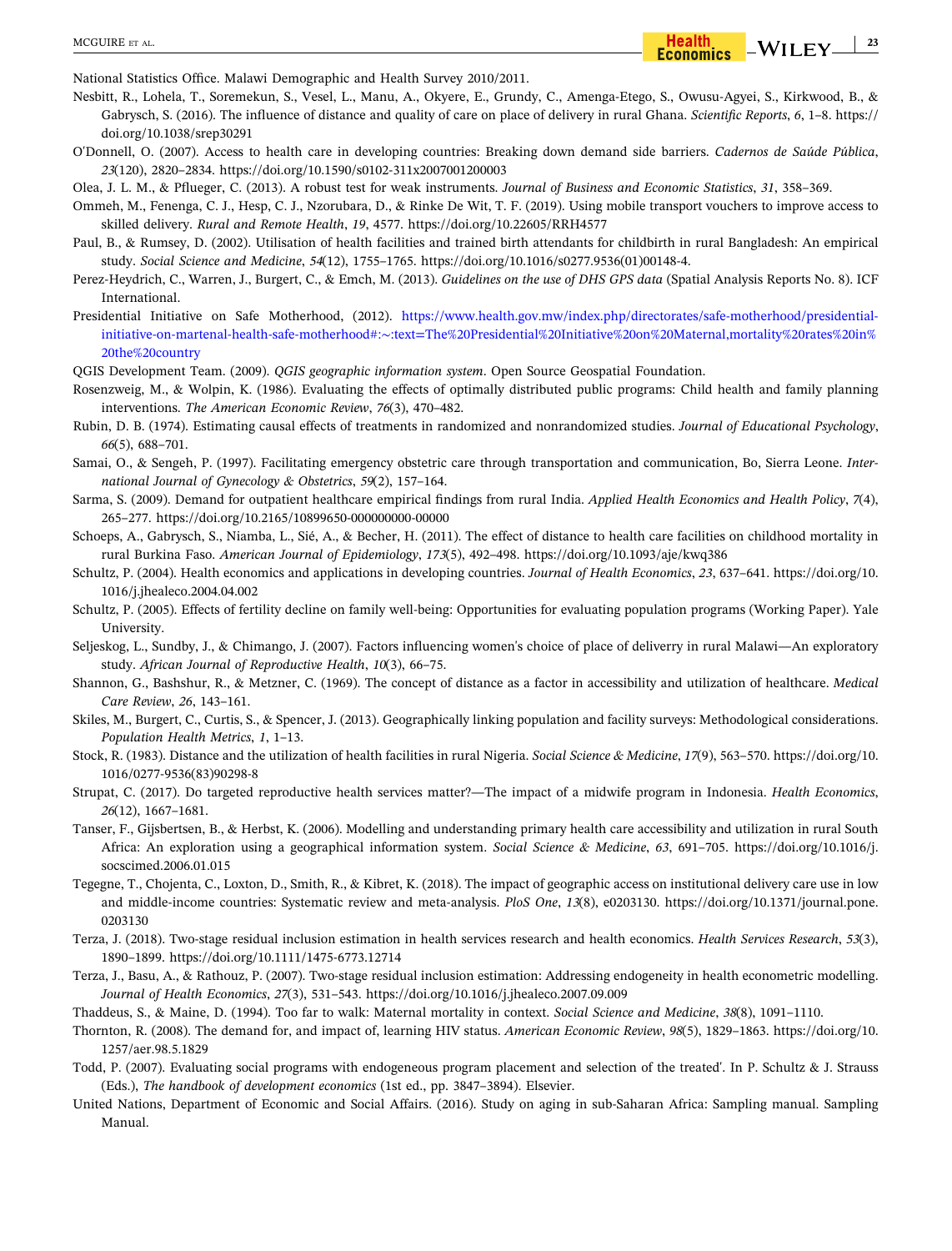National Statistics Office. Malawi Demographic and Health Survey 2010/2011.

Nesbitt, R., Lohela, T., Soremekun, S., Vesel, L., Manu, A., Okyere, E., Grundy, C., Amenga-Etego, S., Owusu-Agyei, S., Kirkwood, B., & Gabrysch, S. (2016). The influence of distance and quality of care on place of delivery in rural Ghana. *Scientific Reports*, *6*, 1–8. https://doi.org/10.1038/srep30291

O'Donnell, O. (2007). Access to health care in developing countries: Breaking down demand side barriers. *Cadernos de Saúde Pública*, *23*(120), 2820–2834. https://doi.org/10.1590/s0102-311x2007001200003

Olea, J. L. M., & Pflueger, C. (2013). A robust test for weak instruments. *Journal of Business and Economic Statistics*, *31*, 358–369.

Ommeh, M., Fenenga, C. J., Hesp, C. J., Nzorubara, D., & Rinke De Wit, T. F. (2019). Using mobile transport vouchers to improve access to skilled delivery. *Rural and Remote Health*, *19*, 4577. https://doi.org/10.22605/RRH4577

Paul, B., & Rumsey, D. (2002). Utilisation of health facilities and trained birth attendants for childbirth in rural Bangladesh: An empirical study. *Social Science and Medicine*, *54*(12), 1755–1765. https://doi.org/10.1016/s0277.9536(01)00148-4.

Perez-Heydrich, C., Warren, J., Burgert, C., & Emch, M. (2013). *Guidelines on the use of DHS GPS data* (Spatial Analysis Reports No. 8). ICF International.

Presidential Initiative on Safe Motherhood, (2012). https://www.health.gov.mw/index.php/directorates/safe-motherhood/presidential-initiative-on-martenal-health-safe-motherhood#:~:text=The%20Presidential%20Initiative%20on%20Maternal,mortality%20rates%20in%20the%20country

QGIS Development Team. (2009). *QGIS geographic information system*. Open Source Geospatial Foundation.

Rosenzweig, M., & Wolpin, K. (1986). Evaluating the effects of optimally distributed public programs: Child health and family planning interventions. *The American Economic Review*, *76*(3), 470–482.

Rubin, D. B. (1974). Estimating causal effects of treatments in randomized and nonrandomized studies. *Journal of Educational Psychology*, *66*(5), 688–701.

Samai, O., & Sengeh, P. (1997). Facilitating emergency obstetric care through transportation and communication, Bo, Sierra Leone. *International Journal of Gynecology & Obstetrics*, *59*(2), 157–164.

Sarma, S. (2009). Demand for outpatient healthcare empirical findings from rural India. *Applied Health Economics and Health Policy*, *7*(4), 265–277. https://doi.org/10.2165/10899650-000000000-00000

Schoeps, A., Gabrysch, S., Niamba, L., Sié, A., & Becher, H. (2011). The effect of distance to health care facilities on childhood mortality in rural Burkina Faso. *American Journal of Epidemiology*, *173*(5), 492–498. https://doi.org/10.1093/aje/kwq386

Schultz, P. (2004). Health economics and applications in developing countries. *Journal of Health Economics*, *23*, 637–641. https://doi.org/10.1016/j.jhealeco.2004.04.002

Schultz, P. (2005). Effects of fertility decline on family well-being: Opportunities for evaluating population programs (Working Paper). Yale University.

Seljeskog, L., Sundby, J., & Chimango, J. (2007). Factors influencing women's choice of place of deliverry in rural Malawi—An exploratory study. *African Journal of Reproductive Health*, *10*(3), 66–75.

Shannon, G., Bashshur, R., & Metzner, C. (1969). The concept of distance as a factor in accessibility and utilization of healthcare. *Medical Care Review*, *26*, 143–161.

Skiles, M., Burgert, C., Curtis, S., & Spencer, J. (2013). Geographically linking population and facility surveys: Methodological considerations. *Population Health Metrics*, *1*, 1–13.

Stock, R. (1983). Distance and the utilization of health facilities in rural Nigeria. *Social Science & Medicine*, *17*(9), 563–570. https://doi.org/10.1016/0277-9536(83)90298-8

Strupat, C. (2017). Do targeted reproductive health services matter?—The impact of a midwife program in Indonesia. *Health Economics*, *26*(12), 1667–1681.

Tanser, F., Gijsbertsen, B., & Herbst, K. (2006). Modelling and understanding primary health care accessibility and utilization in rural South Africa: An exploration using a geographical information system. *Social Science & Medicine*, *63*, 691–705. https://doi.org/10.1016/j.socscimed.2006.01.015

Tegegne, T., Chojenta, C., Loxton, D., Smith, R., & Kibret, K. (2018). The impact of geographic access on institutional delivery care use in low and middle-income countries: Systematic review and meta-analysis. *PloS One*, *13*(8), e0203130. https://doi.org/10.1371/journal.pone.0203130

Terza, J. (2018). Two-stage residual inclusion estimation in health services research and health economics. *Health Services Research*, *53*(3), 1890–1899. https://doi.org/10.1111/1475-6773.12714

Terza, J., Basu, A., & Rathouz, P. (2007). Two-stage residual inclusion estimation: Addressing endogeneity in health econometric modelling. *Journal of Health Economics*, *27*(3), 531–543. https://doi.org/10.1016/j.jhealeco.2007.09.009

Thaddeus, S., & Maine, D. (1994). Too far to walk: Maternal mortality in context. *Social Science and Medicine*, *38*(8), 1091–1110.

Thornton, R. (2008). The demand for, and impact of, learning HIV status. *American Economic Review*, *98*(5), 1829–1863. https://doi.org/10.1257/aer.98.5.1829

Todd, P. (2007). Evaluating social programs with endogeneous program placement and selection of the treated'. In P. Schultz & J. Strauss (Eds.), *The handbook of development economics* (1st ed., pp. 3847–3894). Elsevier.

United Nations, Department of Economic and Social Affairs. (2016). Study on aging in sub-Saharan Africa: Sampling manual. Sampling Manual.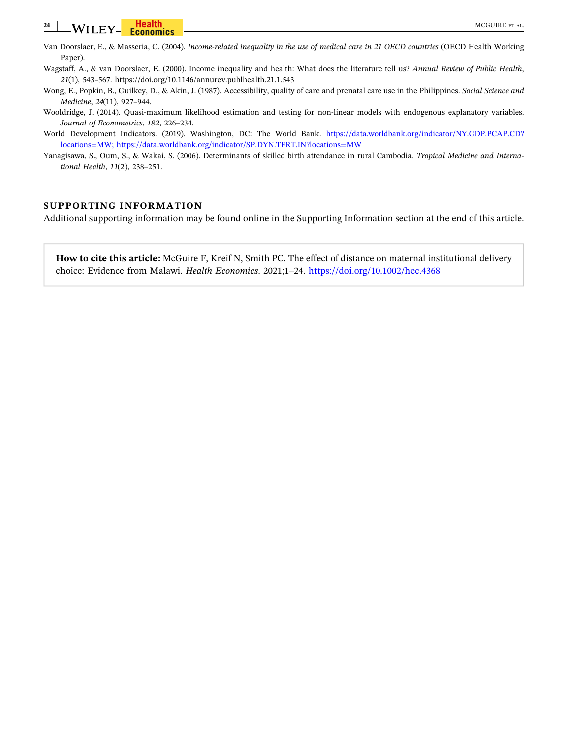Van Doorslaer, E., & Masseria, C. (2004). *Income-related inequality in the use of medical care in 21 OECD countries* (OECD Health Working Paper).

Wagstaff, A., & van Doorslaer, E. (2000). Income inequality and health: What does the literature tell us? *Annual Review of Public Health*, *21*(1), 543–567. https://doi.org/10.1146/annurev.publhealth.21.1.543

Wong, E., Popkin, B., Guilkey, D., & Akin, J. (1987). Accessibility, quality of care and prenatal care use in the Philippines. *Social Science and Medicine*, *24*(11), 927–944.

Wooldridge, J. (2014). Quasi-maximum likelihood estimation and testing for non-linear models with endogenous explanatory variables. *Journal of Econometrics*, *182*, 226–234.

World Development Indicators. (2019). Washington, DC: The World Bank. https://data.worldbank.org/indicator/NY.GDP.PCAP.CD?locations=MW; https://data.worldbank.org/indicator/SP.DYN.TFRT.IN?locations=MW

Yanagisawa, S., Oum, S., & Wakai, S. (2006). Determinants of skilled birth attendance in rural Cambodia. *Tropical Medicine and International Health*, *11*(2), 238–251.

## SUPPORTING INFORMATION

Additional supporting information may be found online in the Supporting Information section at the end of this article.

**How to cite this article:** McGuire F, Kreif N, Smith PC. The effect of distance on maternal institutional delivery choice: Evidence from Malawi. *Health Economics*. 2021;1–24. https://doi.org/10.1002/hec.4368